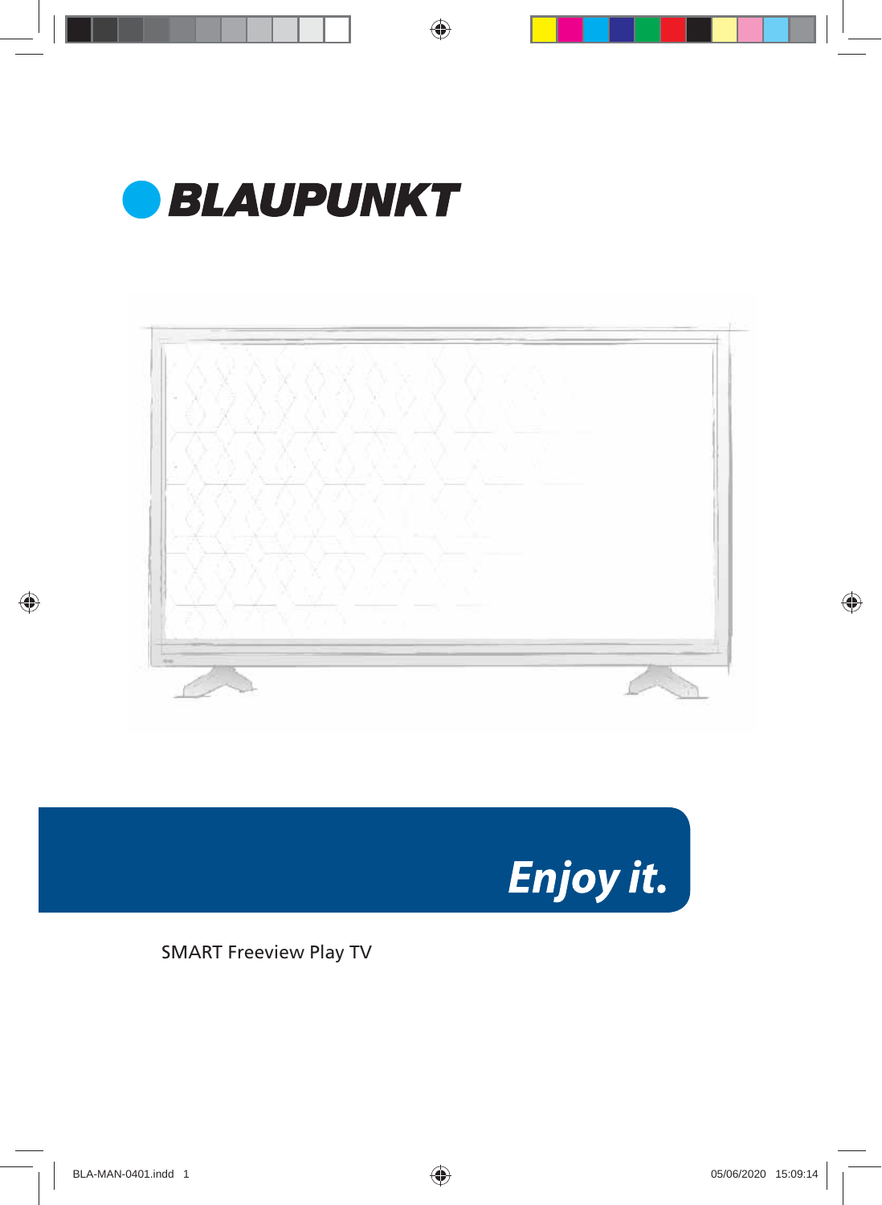# BLAUPUNKT

*Enjoy it.*

SMART Freeview Play TV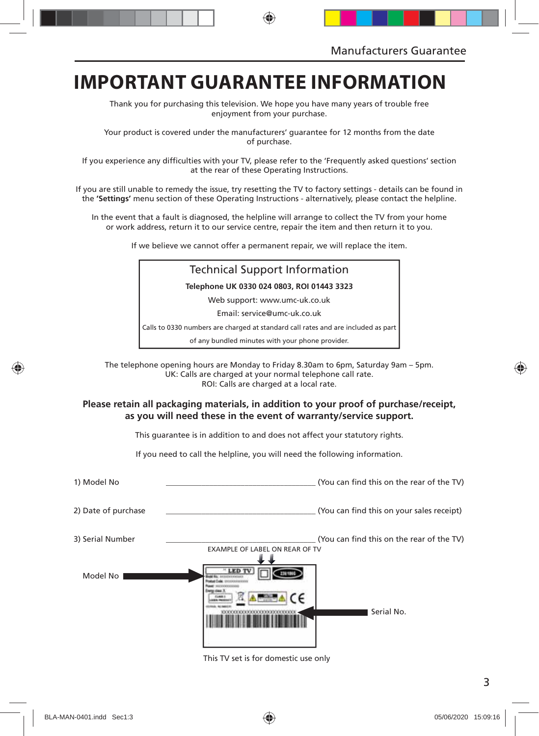# IMPORTANT GUARANTEE INFORMATION

Thank you for purchasing this television. We hope you have many years of trouble free enjoyment from your purchase.

Your product is covered under the manufacturers' guarantee for 12 months from the date of purchase.

If you experience any difficulties with your TV, please refer to the 'Frequently asked questions' section at the rear of these Operating Instructions.

If you are still unable to remedy the issue, try resetting the TV to factory settings - details can be found in the **'Settings'** menu section of these Operating Instructions - alternatively, please contact the helpline.

In the event that a fault is diagnosed, the helpline will arrange to collect the TV from your home or work address, return it to our service centre, repair the item and then return it to you.

If we believe we cannot offer a permanent repair, we will replace the item.

## Technical Support Information

**Telephone UK 0330 024 0803, ROI 01443 3323**

Web support: www.umc-uk.co.uk

Email: service@umc-uk.co.uk

Calls to 0330 numbers are charged at standard call rates and are included as part of any bundled minutes with your phone provider.

The telephone opening hours are Monday to Friday 8.30am to 6pm, Saturday 9am – 5pm.
UK: Calls are charged at your normal telephone call rate.
ROI: Calls are charged at a local rate.

**Please retain all packaging materials, in addition to your proof of purchase/receipt, as you will need these in the event of warranty/service support.**

This guarantee is in addition to and does not affect your statutory rights.

If you need to call the helpline, you will need the following information.

1) Model No ______________________ (You can find this on the rear of the TV)

2) Date of purchase ______________________ (You can find this on your sales receipt)

3) Serial Number ______________________ (You can find this on the rear of the TV)

EXAMPLE OF LABEL ON REAR OF TV

Model No

Serial No.

This TV set is for domestic use only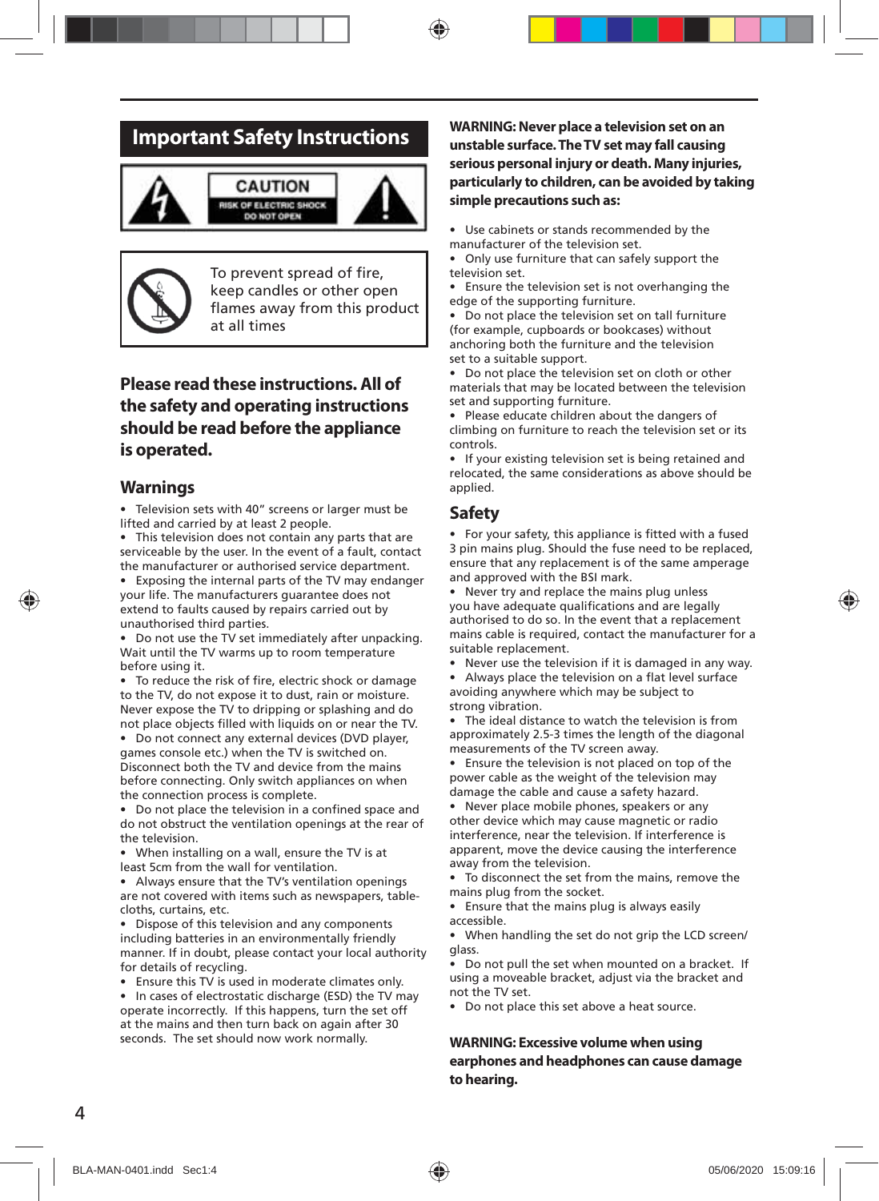# Important Safety Instructions

CAUTION
RISK OF ELECTRIC SHOCK
DO NOT OPEN

To prevent spread of fire, keep candles or other open flames away from this product at all times

## Please read these instructions. All of the safety and operating instructions should be read before the appliance is operated.

### Warnings

- Television sets with 40" screens or larger must be lifted and carried by at least 2 people.
- This television does not contain any parts that are serviceable by the user. In the event of a fault, contact the manufacturer or authorised service department.
- Exposing the internal parts of the TV may endanger your life. The manufacturers guarantee does not extend to faults caused by repairs carried out by unauthorised third parties.
- Do not use the TV set immediately after unpacking. Wait until the TV warms up to room temperature before using it.
- To reduce the risk of fire, electric shock or damage to the TV, do not expose it to dust, rain or moisture. Never expose the TV to dripping or splashing and do not place objects filled with liquids on or near the TV.
- Do not connect any external devices (DVD player, games console etc.) when the TV is switched on. Disconnect both the TV and device from the mains before connecting. Only switch appliances on when the connection process is complete.
- Do not place the television in a confined space and do not obstruct the ventilation openings at the rear of the television.
- When installing on a wall, ensure the TV is at least 5cm from the wall for ventilation.
- Always ensure that the TV's ventilation openings are not covered with items such as newspapers, table-cloths, curtains, etc.
- Dispose of this television and any components including batteries in an environmentally friendly manner. If in doubt, please contact your local authority for details of recycling.
- Ensure this TV is used in moderate climates only.
- In cases of electrostatic discharge (ESD) the TV may operate incorrectly. If this happens, turn the set off at the mains and then turn back on again after 30 seconds. The set should now work normally.

**WARNING: Never place a television set on an unstable surface. The TV set may fall causing serious personal injury or death. Many injuries, particularly to children, can be avoided by taking simple precautions such as:**

- Use cabinets or stands recommended by the manufacturer of the television set.
- Only use furniture that can safely support the television set.
- Ensure the television set is not overhanging the edge of the supporting furniture.
- Do not place the television set on tall furniture (for example, cupboards or bookcases) without anchoring both the furniture and the television set to a suitable support.
- Do not place the television set on cloth or other materials that may be located between the television set and supporting furniture.
- Please educate children about the dangers of climbing on furniture to reach the television set or its controls.
- If your existing television set is being retained and relocated, the same considerations as above should be applied.

### Safety

- For your safety, this appliance is fitted with a fused 3 pin mains plug. Should the fuse need to be replaced, ensure that any replacement is of the same amperage and approved with the BSI mark.
- Never try and replace the mains plug unless you have adequate qualifications and are legally authorised to do so. In the event that a replacement mains cable is required, contact the manufacturer for a suitable replacement.
- Never use the television if it is damaged in any way.
- Always place the television on a flat level surface avoiding anywhere which may be subject to strong vibration.
- The ideal distance to watch the television is from approximately 2.5-3 times the length of the diagonal measurements of the TV screen away.
- Ensure the television is not placed on top of the power cable as the weight of the television may damage the cable and cause a safety hazard.
- Never place mobile phones, speakers or any other device which may cause magnetic or radio interference, near the television. If interference is apparent, move the device causing the interference away from the television.
- To disconnect the set from the mains, remove the mains plug from the socket.
- Ensure that the mains plug is always easily accessible.
- When handling the set do not grip the LCD screen/ glass.
- Do not pull the set when mounted on a bracket. If using a moveable bracket, adjust via the bracket and not the TV set.
- Do not place this set above a heat source.

**WARNING: Excessive volume when using earphones and headphones can cause damage to hearing.**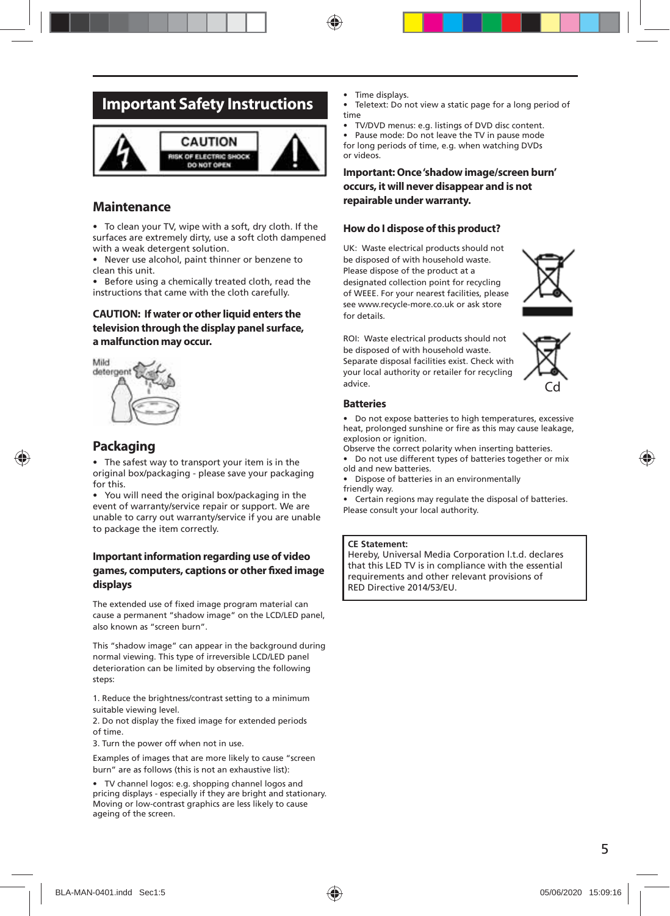# Important Safety Instructions

CAUTION
RISK OF ELECTRIC SHOCK
DO NOT OPEN

## Maintenance

- To clean your TV, wipe with a soft, dry cloth. If the surfaces are extremely dirty, use a soft cloth dampened with a weak detergent solution.
- Never use alcohol, paint thinner or benzene to clean this unit.
- Before using a chemically treated cloth, read the instructions that came with the cloth carefully.

**CAUTION: If water or other liquid enters the television through the display panel surface, a malfunction may occur.**

## Packaging

- The safest way to transport your item is in the original box/packaging - please save your packaging for this.
- You will need the original box/packaging in the event of warranty/service repair or support. We are unable to carry out warranty/service if you are unable to package the item correctly.

### Important information regarding use of video games, computers, captions or other fixed image displays

The extended use of fixed image program material can cause a permanent "shadow image" on the LCD/LED panel, also known as "screen burn".

This "shadow image" can appear in the background during normal viewing. This type of irreversible LCD/LED panel deterioration can be limited by observing the following steps:

1. Reduce the brightness/contrast setting to a minimum suitable viewing level.
2. Do not display the fixed image for extended periods of time.
3. Turn the power off when not in use.

Examples of images that are more likely to cause "screen burn" are as follows (this is not an exhaustive list):

- TV channel logos: e.g. shopping channel logos and pricing displays - especially if they are bright and stationary. Moving or low-contrast graphics are less likely to cause ageing of the screen.
- Time displays.
- Teletext: Do not view a static page for a long period of time
- TV/DVD menus: e.g. listings of DVD disc content.
- Pause mode: Do not leave the TV in pause mode for long periods of time, e.g. when watching DVDs or videos.

**Important: Once 'shadow image/screen burn' occurs, it will never disappear and is not repairable under warranty.**

### How do I dispose of this product?

UK: Waste electrical products should not be disposed of with household waste. Please dispose of the product at a designated collection point for recycling of WEEE. For your nearest facilities, please see www.recycle-more.co.uk or ask store for details.

ROI: Waste electrical products should not be disposed of with household waste. Separate disposal facilities exist. Check with your local authority or retailer for recycling advice.

Cd

### Batteries

- Do not expose batteries to high temperatures, excessive heat, prolonged sunshine or fire as this may cause leakage, explosion or ignition.

Observe the correct polarity when inserting batteries.

- Do not use different types of batteries together or mix old and new batteries.
- Dispose of batteries in an environmentally friendly way.
- Certain regions may regulate the disposal of batteries. Please consult your local authority.

**CE Statement:**
Hereby, Universal Media Corporation l.t.d. declares that this LED TV is in compliance with the essential requirements and other relevant provisions of RED Directive 2014/53/EU.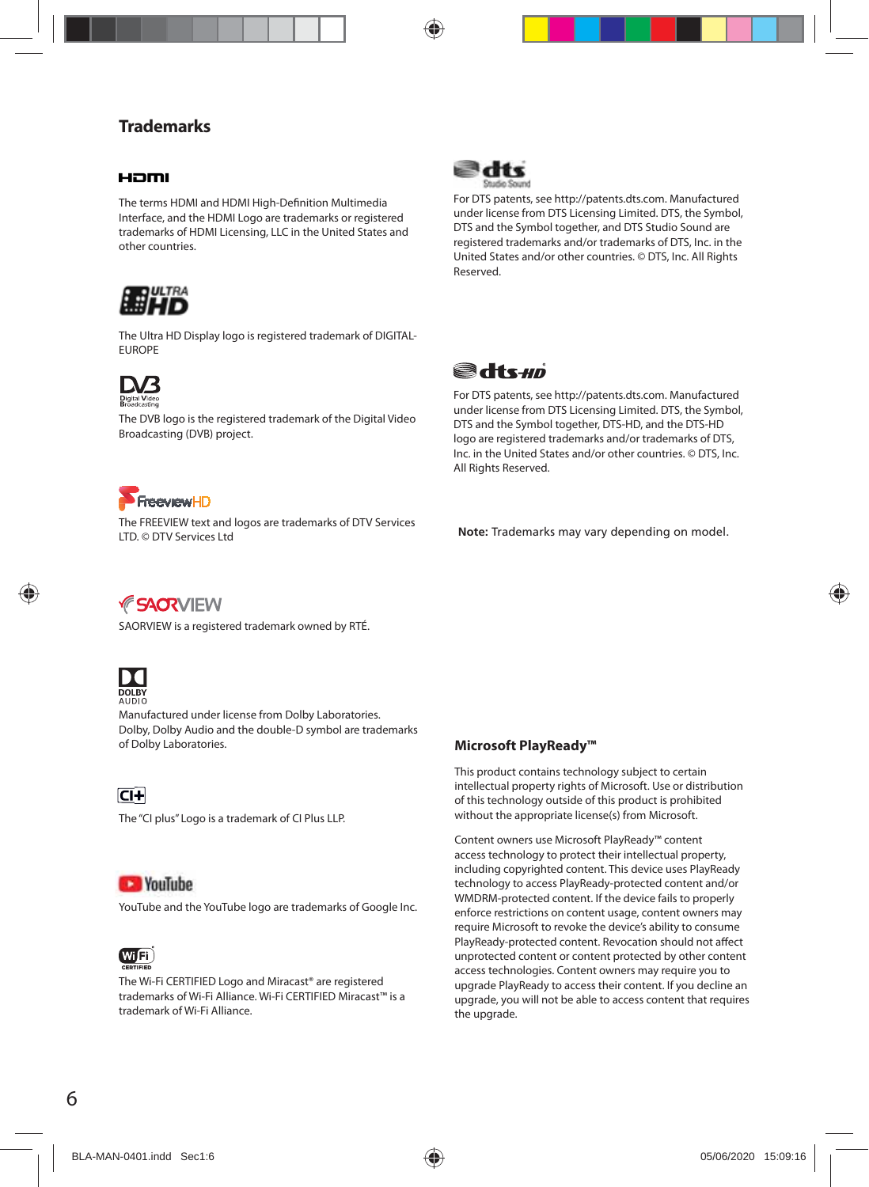## Trademarks

The terms HDMI and HDMI High-Definition Multimedia Interface, and the HDMI Logo are trademarks or registered trademarks of HDMI Licensing, LLC in the United States and other countries.

The Ultra HD Display logo is registered trademark of DIGITAL-EUROPE

The DVB logo is the registered trademark of the Digital Video Broadcasting (DVB) project.

The FREEVIEW text and logos are trademarks of DTV Services LTD. © DTV Services Ltd

SAORVIEW is a registered trademark owned by RTÉ.

Manufactured under license from Dolby Laboratories. Dolby, Dolby Audio and the double-D symbol are trademarks of Dolby Laboratories.

The “CI plus” Logo is a trademark of CI Plus LLP.

YouTube and the YouTube logo are trademarks of Google Inc.

The Wi-Fi CERTIFIED Logo and Miracast® are registered trademarks of Wi-Fi Alliance. Wi-Fi CERTIFIED Miracast™ is a trademark of Wi-Fi Alliance.

For DTS patents, see http://patents.dts.com. Manufactured under license from DTS Licensing Limited. DTS, the Symbol, DTS and the Symbol together, and DTS Studio Sound are registered trademarks and/or trademarks of DTS, Inc. in the United States and/or other countries. © DTS, Inc. All Rights Reserved.

For DTS patents, see http://patents.dts.com. Manufactured under license from DTS Licensing Limited. DTS, the Symbol, DTS and the Symbol together, DTS-HD, and the DTS-HD logo are registered trademarks and/or trademarks of DTS, Inc. in the United States and/or other countries. © DTS, Inc. All Rights Reserved.

**Note:** Trademarks may vary depending on model.

### Microsoft PlayReady™

This product contains technology subject to certain intellectual property rights of Microsoft. Use or distribution of this technology outside of this product is prohibited without the appropriate license(s) from Microsoft.

Content owners use Microsoft PlayReady™ content access technology to protect their intellectual property, including copyrighted content. This device uses PlayReady technology to access PlayReady-protected content and/or WMDRM-protected content. If the device fails to properly enforce restrictions on content usage, content owners may require Microsoft to revoke the device’s ability to consume PlayReady-protected content. Revocation should not affect unprotected content or content protected by other content access technologies. Content owners may require you to upgrade PlayReady to access their content. If you decline an upgrade, you will not be able to access content that requires the upgrade.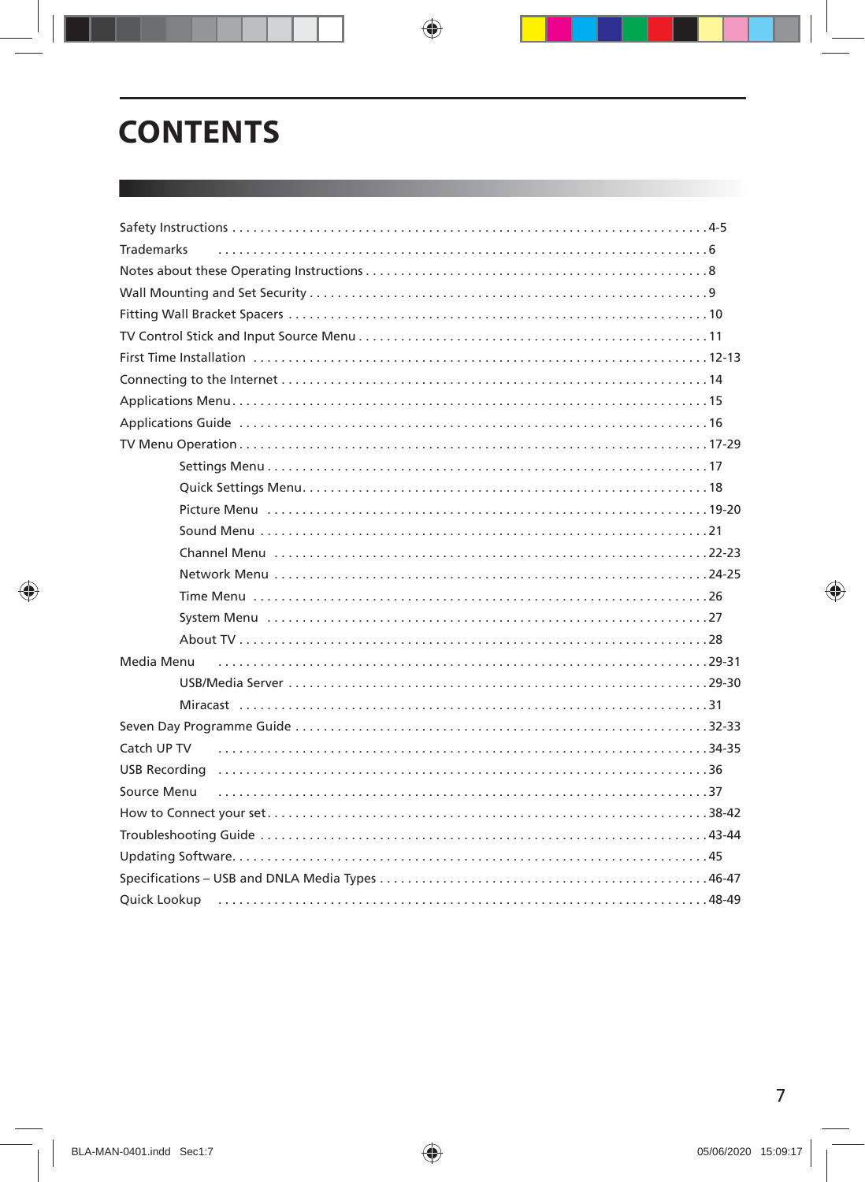# CONTENTS

- Safety Instructions .......... 4-5
- Trademarks .......... 6
- Notes about these Operating Instructions .......... 8
- Wall Mounting and Set Security .......... 9
- Fitting Wall Bracket Spacers .......... 10
- TV Control Stick and Input Source Menu .......... 11
- First Time Installation .......... 12-13
- Connecting to the Internet .......... 14
- Applications Menu .......... 15
- Applications Guide .......... 16
- TV Menu Operation .......... 17-29
  - Settings Menu .......... 17
  - Quick Settings Menu .......... 18
  - Picture Menu .......... 19-20
  - Sound Menu .......... 21
  - Channel Menu .......... 22-23
  - Network Menu .......... 24-25
  - Time Menu .......... 26
  - System Menu .......... 27
  - About TV .......... 28
- Media Menu .......... 29-31
  - USB/Media Server .......... 29-30
  - Miracast .......... 31
- Seven Day Programme Guide .......... 32-33
- Catch UP TV .......... 34-35
- USB Recording .......... 36
- Source Menu .......... 37
- How to Connect your set .......... 38-42
- Troubleshooting Guide .......... 43-44
- Updating Software .......... 45
- Specifications – USB and DNLA Media Types .......... 46-47
- Quick Lookup .......... 48-49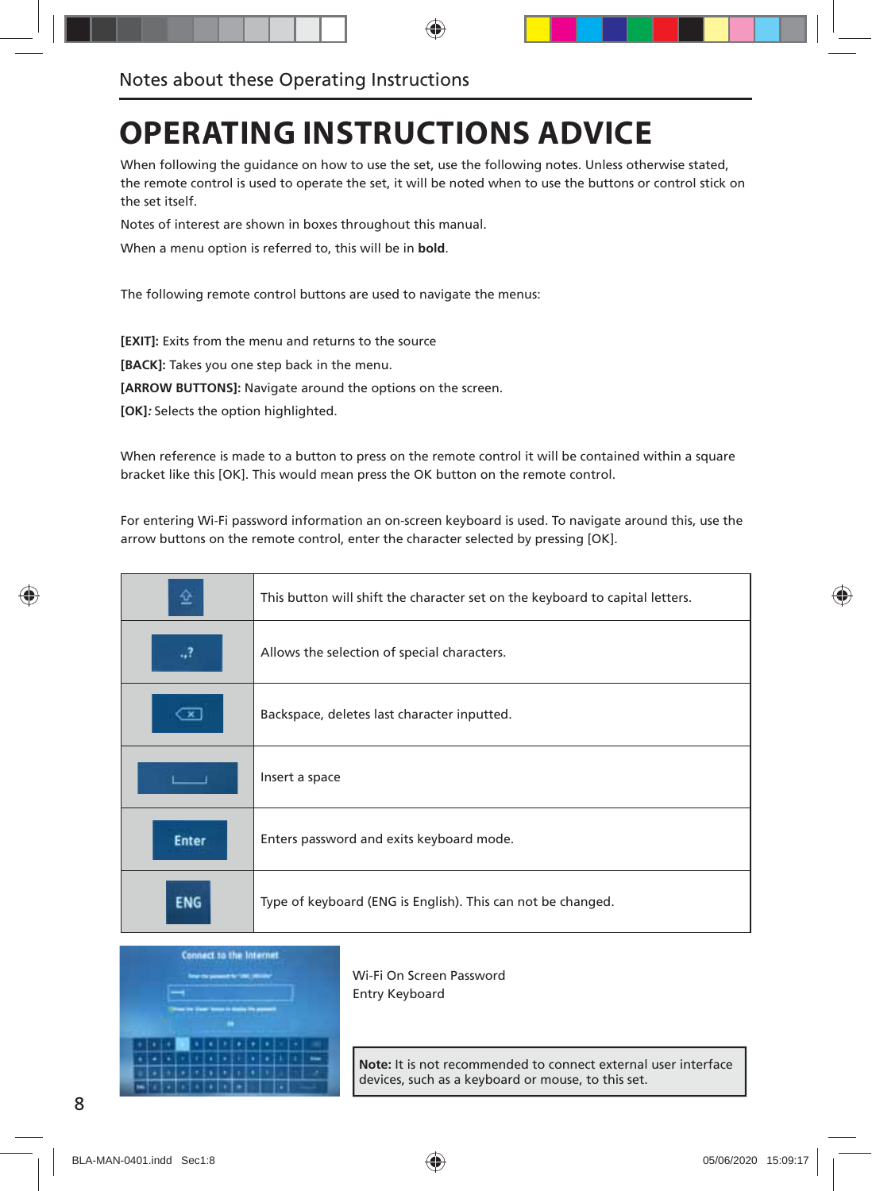# OPERATING INSTRUCTIONS ADVICE

When following the guidance on how to use the set, use the following notes. Unless otherwise stated, the remote control is used to operate the set, it will be noted when to use the buttons or control stick on the set itself.

Notes of interest are shown in boxes throughout this manual.

When a menu option is referred to, this will be in **bold**.

The following remote control buttons are used to navigate the menus:

**[EXIT]:** Exits from the menu and returns to the source

**[BACK]:** Takes you one step back in the menu.

**[ARROW BUTTONS]:** Navigate around the options on the screen.

**[OK]**: Selects the option highlighted.

When reference is made to a button to press on the remote control it will be contained within a square bracket like this [OK]. This would mean press the OK button on the remote control.

For entering Wi-Fi password information an on-screen keyboard is used. To navigate around this, use the arrow buttons on the remote control, enter the character selected by pressing [OK].

| Button | Description |
|---|---|
| ⇧ | This button will shift the character set on the keyboard to capital letters. |
| .,? | Allows the selection of special characters. |
| ⌫ | Backspace, deletes last character inputted. |
| ␣ | Insert a space |
| Enter | Enters password and exits keyboard mode. |
| ENG | Type of keyboard (ENG is English). This can not be changed. |

Wi-Fi On Screen Password Entry Keyboard

> **Note:** It is not recommended to connect external user interface devices, such as a keyboard or mouse, to this set.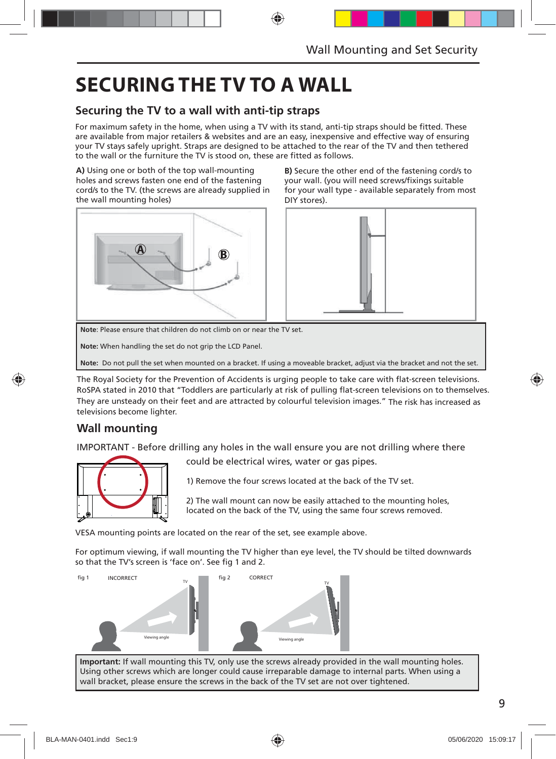# SECURING THE TV TO A WALL

## Securing the TV to a wall with anti-tip straps

For maximum safety in the home, when using a TV with its stand, anti-tip straps should be fitted. These are available from major retailers & websites and are an easy, inexpensive and effective way of ensuring your TV stays safely upright. Straps are designed to be attached to the rear of the TV and then tethered to the wall or the furniture the TV is stood on, these are fitted as follows.

**A)** Using one or both of the top wall-mounting holes and screws fasten one end of the fastening cord/s to the TV. (the screws are already supplied in the wall mounting holes)

**B)** Secure the other end of the fastening cord/s to your wall. (you will need screws/fixings suitable for your wall type - available separately from most DIY stores).

> **Note**: Please ensure that children do not climb on or near the TV set.
>
> **Note:** When handling the set do not grip the LCD Panel.
>
> **Note:** Do not pull the set when mounted on a bracket. If using a moveable bracket, adjust via the bracket and not the set.

The Royal Society for the Prevention of Accidents is urging people to take care with flat-screen televisions. RoSPA stated in 2010 that "Toddlers are particularly at risk of pulling flat-screen televisions on to themselves. They are unsteady on their feet and are attracted by colourful television images." The risk has increased as televisions become lighter.

## Wall mounting

IMPORTANT - Before drilling any holes in the wall ensure you are not drilling where there could be electrical wires, water or gas pipes.

1) Remove the four screws located at the back of the TV set.

2) The wall mount can now be easily attached to the mounting holes, located on the back of the TV, using the same four screws removed.

VESA mounting points are located on the rear of the set, see example above.

For optimum viewing, if wall mounting the TV higher than eye level, the TV should be tilted downwards so that the TV's screen is 'face on'. See fig 1 and 2.

fig 1 INCORRECT

fig 2 CORRECT

> **Important:** If wall mounting this TV, only use the screws already provided in the wall mounting holes. Using other screws which are longer could cause irreparable damage to internal parts. When using a wall bracket, please ensure the screws in the back of the TV set are not over tightened.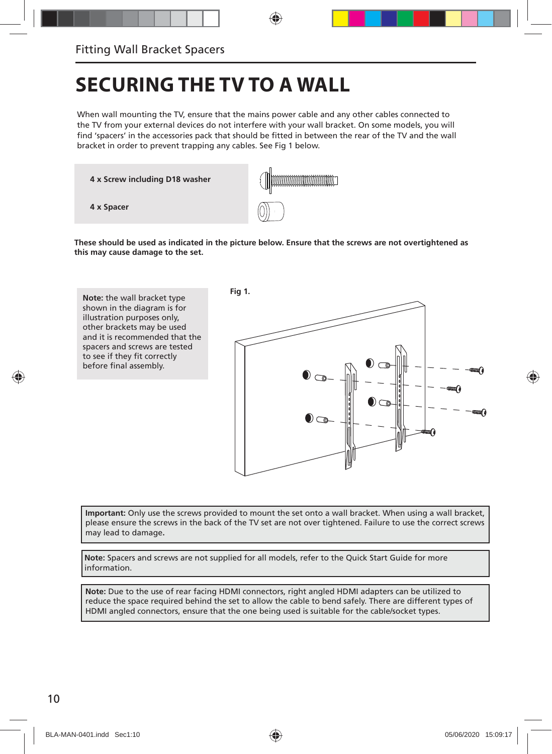Fitting Wall Bracket Spacers

# SECURING THE TV TO A WALL

When wall mounting the TV, ensure that the mains power cable and any other cables connected to the TV from your external devices do not interfere with your wall bracket. On some models, you will find 'spacers' in the accessories pack that should be fitted in between the rear of the TV and the wall bracket in order to prevent trapping any cables. See Fig 1 below.

**4 x Screw including D18 washer**

**4 x Spacer**

**These should be used as indicated in the picture below. Ensure that the screws are not overtightened as this may cause damage to the set.**

**Note:** the wall bracket type shown in the diagram is for illustration purposes only, other brackets may be used and it is recommended that the spacers and screws are tested to see if they fit correctly before final assembly.

**Fig 1.**

**Important:** Only use the screws provided to mount the set onto a wall bracket. When using a wall bracket, please ensure the screws in the back of the TV set are not over tightened. Failure to use the correct screws may lead to damage.

**Note:** Spacers and screws are not supplied for all models, refer to the Quick Start Guide for more information.

**Note:** Due to the use of rear facing HDMI connectors, right angled HDMI adapters can be utilized to reduce the space required behind the set to allow the cable to bend safely. There are different types of HDMI angled connectors, ensure that the one being used is suitable for the cable/socket types.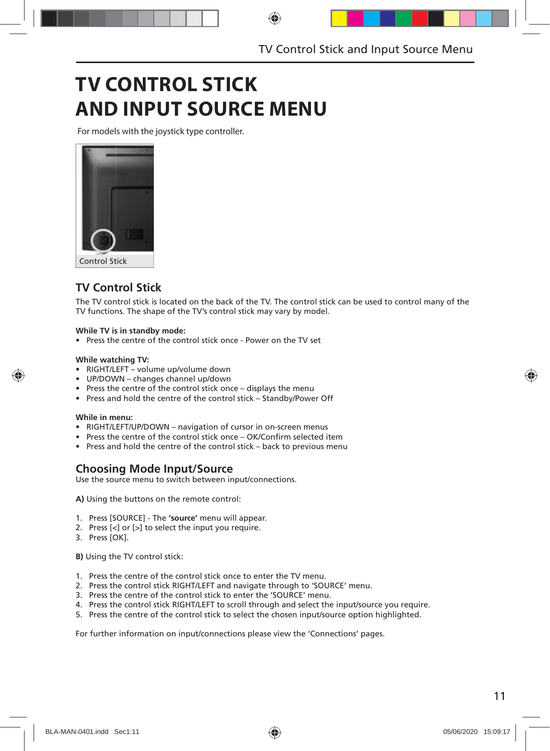# TV CONTROL STICK AND INPUT SOURCE MENU

For models with the joystick type controller.

Control Stick

## TV Control Stick

The TV control stick is located on the back of the TV. The control stick can be used to control many of the TV functions. The shape of the TV's control stick may vary by model.

**While TV is in standby mode:**

- Press the centre of the control stick once - Power on the TV set

**While watching TV:**

- RIGHT/LEFT – volume up/volume down
- UP/DOWN – changes channel up/down
- Press the centre of the control stick once – displays the menu
- Press and hold the centre of the control stick – Standby/Power Off

**While in menu:**

- RIGHT/LEFT/UP/DOWN – navigation of cursor in on-screen menus
- Press the centre of the control stick once – OK/Confirm selected item
- Press and hold the centre of the control stick – back to previous menu

## Choosing Mode Input/Source

Use the source menu to switch between input/connections.

**A)** Using the buttons on the remote control:

1. Press [SOURCE] - The **'source'** menu will appear.
2. Press [<] or [>] to select the input you require.
3. Press [OK].

**B)** Using the TV control stick:

1. Press the centre of the control stick once to enter the TV menu.
2. Press the control stick RIGHT/LEFT and navigate through to 'SOURCE' menu.
3. Press the centre of the control stick to enter the 'SOURCE' menu.
4. Press the control stick RIGHT/LEFT to scroll through and select the input/source you require.
5. Press the centre of the control stick to select the chosen input/source option highlighted.

For further information on input/connections please view the 'Connections' pages.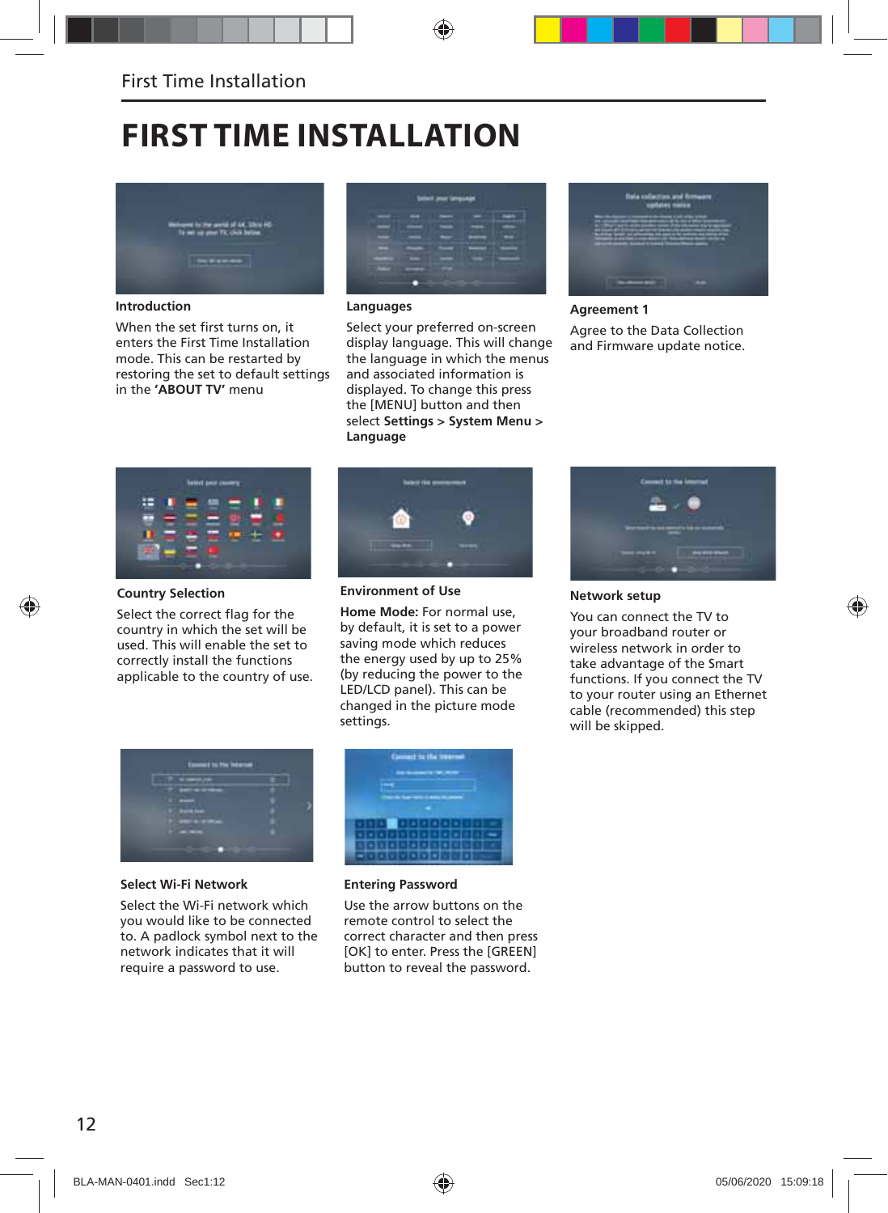# FIRST TIME INSTALLATION

**Introduction**

When the set first turns on, it enters the First Time Installation mode. This can be restarted by restoring the set to default settings in the **'ABOUT TV'** menu

**Languages**

Select your preferred on-screen display language. This will change the language in which the menus and associated information is displayed. To change this press the [MENU] button and then select **Settings > System Menu > Language**

**Agreement 1**

Agree to the Data Collection and Firmware update notice.

**Country Selection**

Select the correct flag for the country in which the set will be used. This will enable the set to correctly install the functions applicable to the country of use.

**Environment of Use**

**Home Mode:** For normal use, by default, it is set to a power saving mode which reduces the energy used by up to 25% (by reducing the power to the LED/LCD panel). This can be changed in the picture mode settings.

**Network setup**

You can connect the TV to your broadband router or wireless network in order to take advantage of the Smart functions. If you connect the TV to your router using an Ethernet cable (recommended) this step will be skipped.

**Select Wi-Fi Network**

Select the Wi-Fi network which you would like to be connected to. A padlock symbol next to the network indicates that it will require a password to use.

**Entering Password**

Use the arrow buttons on the remote control to select the correct character and then press [OK] to enter. Press the [GREEN] button to reveal the password.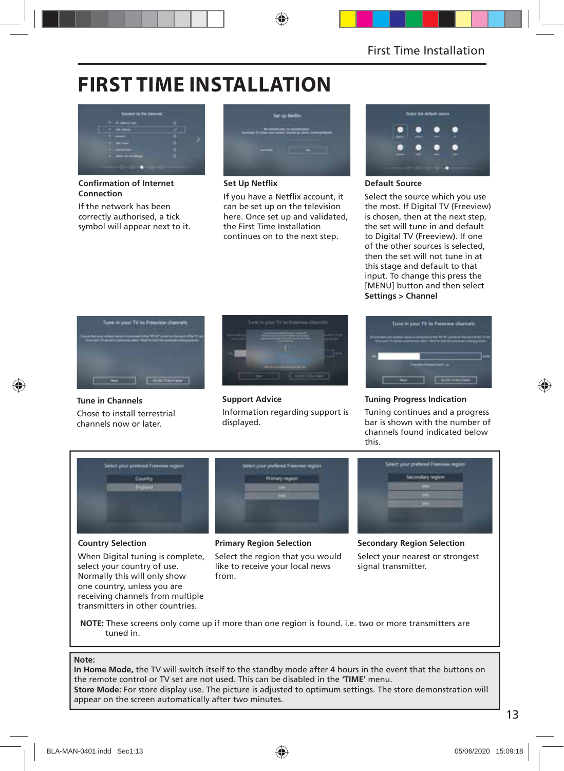# FIRST TIME INSTALLATION

### Confirmation of Internet Connection

If the network has been correctly authorised, a tick symbol will appear next to it.

### Set Up Netflix

If you have a Netflix account, it can be set up on the television here. Once set up and validated, the First Time Installation continues on to the next step.

### Default Source

Select the source which you use the most. If Digital TV (Freeview) is chosen, then at the next step, the set will tune in and default to Digital TV (Freeview). If one of the other sources is selected, then the set will not tune in at this stage and default to that input. To change this press the [MENU] button and then select **Settings > Channel**

### Tune in Channels

Chose to install terrestrial channels now or later.

### Support Advice

Information regarding support is displayed.

### Tuning Progress Indication

Tuning continues and a progress bar is shown with the number of channels found indicated below this.

### Country Selection

When Digital tuning is complete, select your country of use. Normally this will only show one country, unless you are receiving channels from multiple transmitters in other countries.

### Primary Region Selection

Select the region that you would like to receive your local news from.

### Secondary Region Selection

Select your nearest or strongest signal transmitter.

**NOTE:** These screens only come up if more than one region is found. i.e. two or more transmitters are tuned in.

**Note:**
**In Home Mode,** the TV will switch itself to the standby mode after 4 hours in the event that the buttons on the remote control or TV set are not used. This can be disabled in the **'TIME'** menu.
**Store Mode:** For store display use. The picture is adjusted to optimum settings. The store demonstration will appear on the screen automatically after two minutes.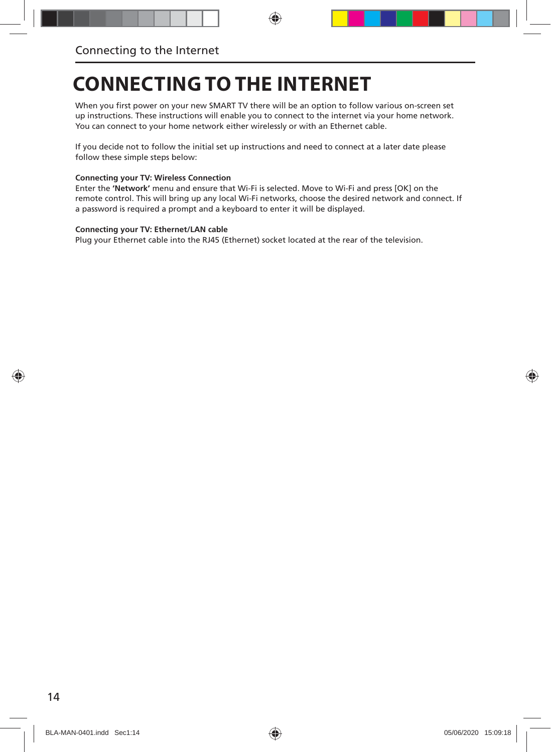# CONNECTING TO THE INTERNET

When you first power on your new SMART TV there will be an option to follow various on-screen set up instructions. These instructions will enable you to connect to the internet via your home network. You can connect to your home network either wirelessly or with an Ethernet cable.

If you decide not to follow the initial set up instructions and need to connect at a later date please follow these simple steps below:

**Connecting your TV: Wireless Connection**
Enter the **'Network'** menu and ensure that Wi-Fi is selected. Move to Wi-Fi and press [OK] on the remote control. This will bring up any local Wi-Fi networks, choose the desired network and connect. If a password is required a prompt and a keyboard to enter it will be displayed.

**Connecting your TV: Ethernet/LAN cable**
Plug your Ethernet cable into the RJ45 (Ethernet) socket located at the rear of the television.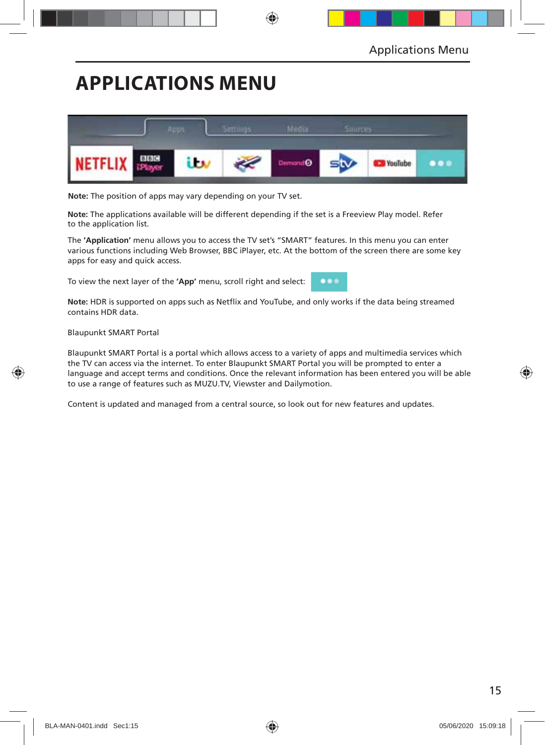# APPLICATIONS MENU

**Note:** The position of apps may vary depending on your TV set.

**Note:** The applications available will be different depending if the set is a Freeview Play model. Refer to the application list.

The **'Application'** menu allows you to access the TV set's "SMART" features. In this menu you can enter various functions including Web Browser, BBC iPlayer, etc. At the bottom of the screen there are some key apps for easy and quick access.

To view the next layer of the **'App'** menu, scroll right and select:

**Note:** HDR is supported on apps such as Netflix and YouTube, and only works if the data being streamed contains HDR data.

Blaupunkt SMART Portal

Blaupunkt SMART Portal is a portal which allows access to a variety of apps and multimedia services which the TV can access via the internet. To enter Blaupunkt SMART Portal you will be prompted to enter a language and accept terms and conditions. Once the relevant information has been entered you will be able to use a range of features such as MUZU.TV, Viewster and Dailymotion.

Content is updated and managed from a central source, so look out for new features and updates.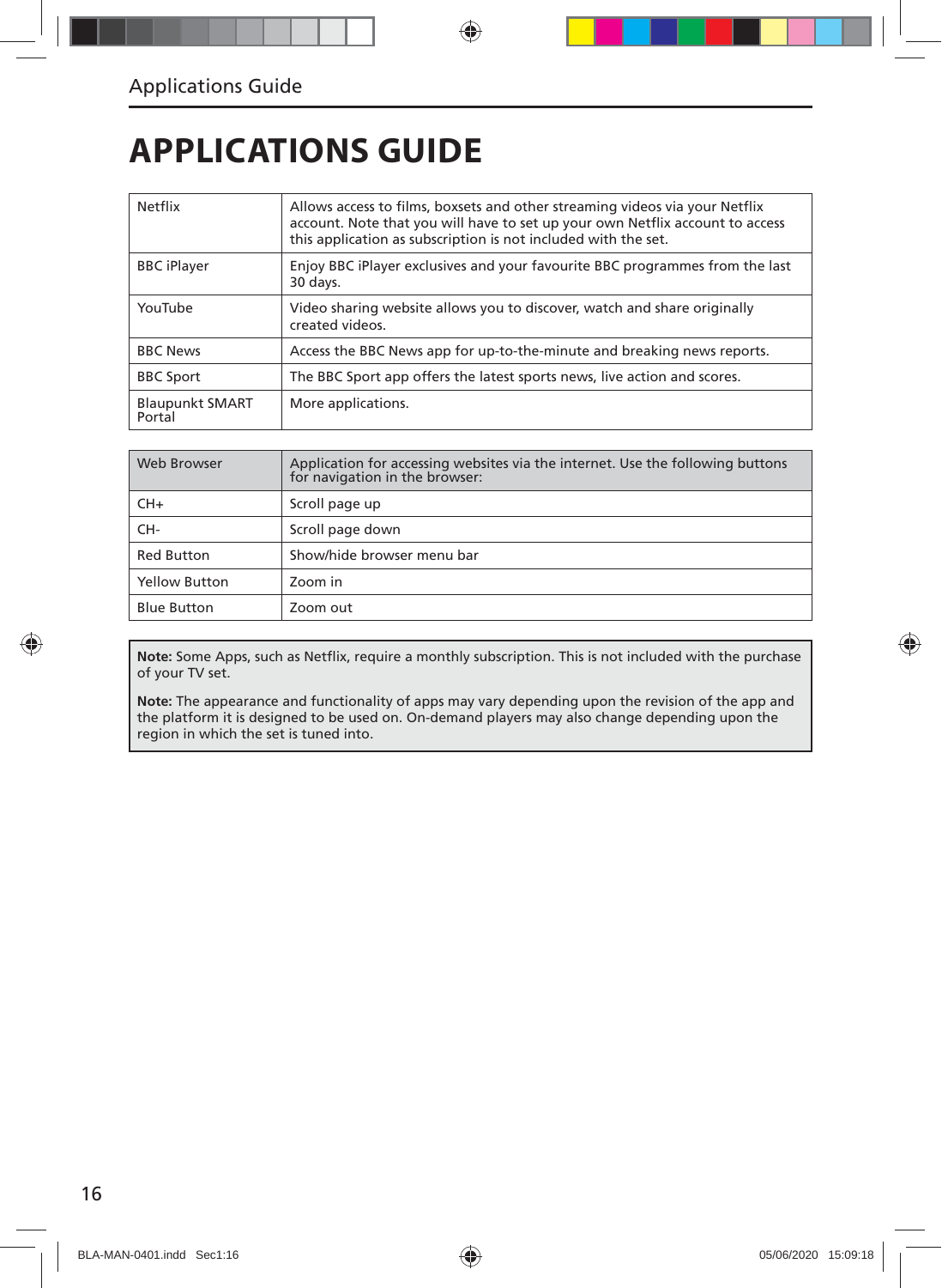# APPLICATIONS GUIDE

| | |
|---|---|
| Netflix | Allows access to films, boxsets and other streaming videos via your Netflix account. Note that you will have to set up your own Netflix account to access this application as subscription is not included with the set. |
| BBC iPlayer | Enjoy BBC iPlayer exclusives and your favourite BBC programmes from the last 30 days. |
| YouTube | Video sharing website allows you to discover, watch and share originally created videos. |
| BBC News | Access the BBC News app for up-to-the-minute and breaking news reports. |
| BBC Sport | The BBC Sport app offers the latest sports news, live action and scores. |
| Blaupunkt SMART Portal | More applications. |

| Web Browser | Application for accessing websites via the internet. Use the following buttons for navigation in the browser: |
|---|---|
| CH+ | Scroll page up |
| CH- | Scroll page down |
| Red Button | Show/hide browser menu bar |
| Yellow Button | Zoom in |
| Blue Button | Zoom out |

**Note:** Some Apps, such as Netflix, require a monthly subscription. This is not included with the purchase of your TV set.

**Note:** The appearance and functionality of apps may vary depending upon the revision of the app and the platform it is designed to be used on. On-demand players may also change depending upon the region in which the set is tuned into.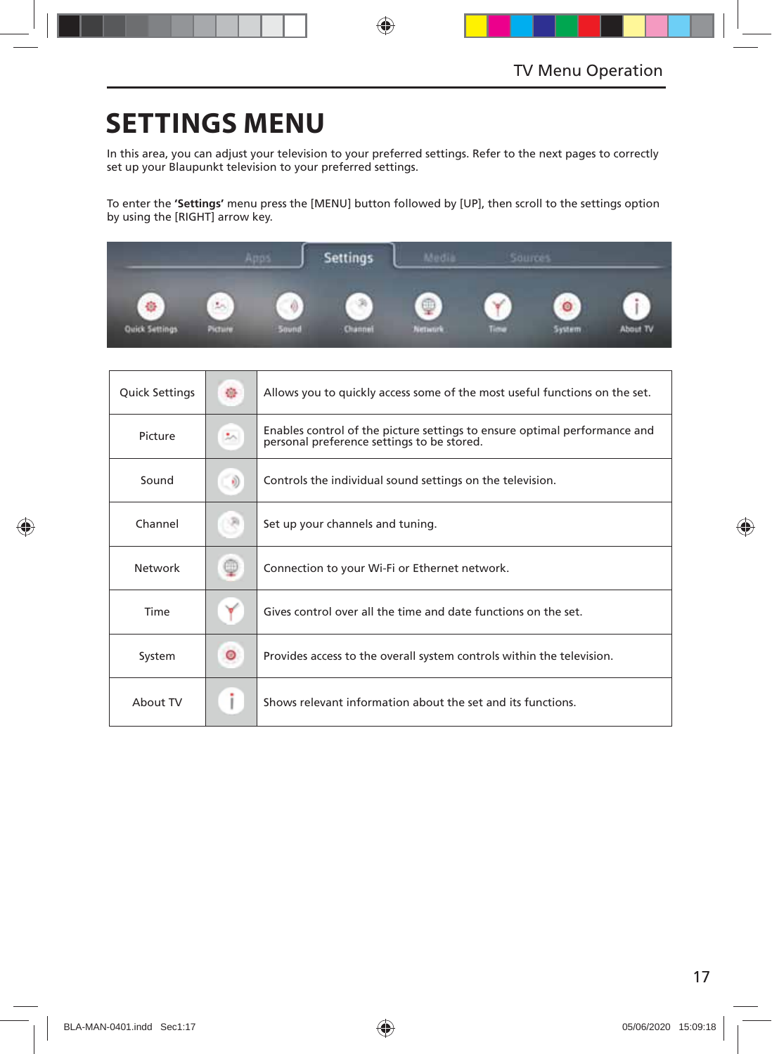# SETTINGS MENU

In this area, you can adjust your television to your preferred settings. Refer to the next pages to correctly set up your Blaupunkt television to your preferred settings.

To enter the **'Settings'** menu press the [MENU] button followed by [UP], then scroll to the settings option by using the [RIGHT] arrow key.

| Quick Settings | | Allows you to quickly access some of the most useful functions on the set. |
|---|---|---|
| Picture | | Enables control of the picture settings to ensure optimal performance and personal preference settings to be stored. |
| Sound | | Controls the individual sound settings on the television. |
| Channel | | Set up your channels and tuning. |
| Network | | Connection to your Wi-Fi or Ethernet network. |
| Time | | Gives control over all the time and date functions on the set. |
| System | | Provides access to the overall system controls within the television. |
| About TV | | Shows relevant information about the set and its functions. |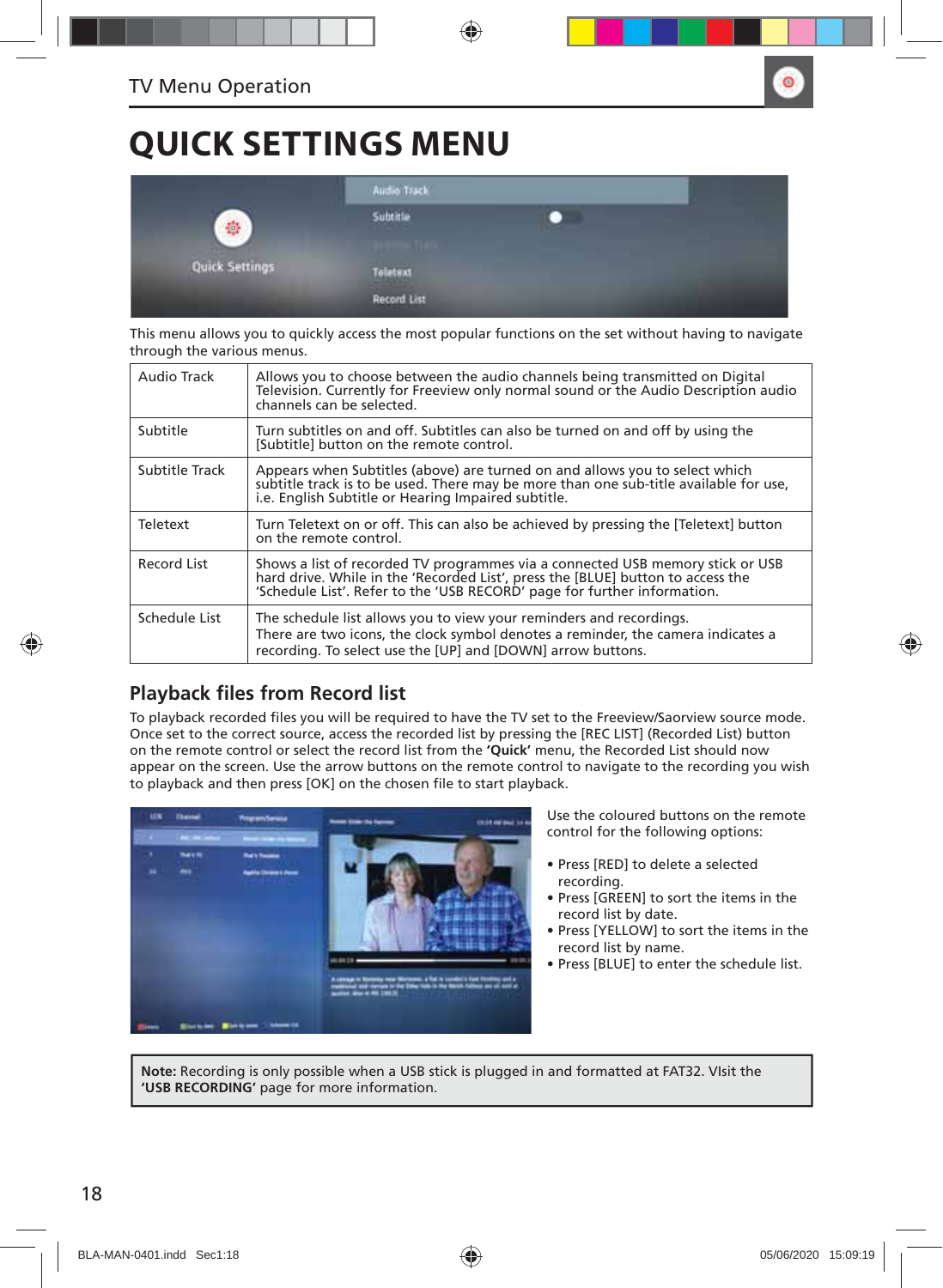# QUICK SETTINGS MENU

This menu allows you to quickly access the most popular functions on the set without having to navigate through the various menus.

| | |
|---|---|
| Audio Track | Allows you to choose between the audio channels being transmitted on Digital Television. Currently for Freeview only normal sound or the Audio Description audio channels can be selected. |
| Subtitle | Turn subtitles on and off. Subtitles can also be turned on and off by using the [Subtitle] button on the remote control. |
| Subtitle Track | Appears when Subtitles (above) are turned on and allows you to select which subtitle track is to be used. There may be more than one sub-title available for use, i.e. English Subtitle or Hearing Impaired subtitle. |
| Teletext | Turn Teletext on or off. This can also be achieved by pressing the [Teletext] button on the remote control. |
| Record List | Shows a list of recorded TV programmes via a connected USB memory stick or USB hard drive. While in the 'Recorded List', press the [BLUE] button to access the 'Schedule List'. Refer to the 'USB RECORD' page for further information. |
| Schedule List | The schedule list allows you to view your reminders and recordings. There are two icons, the clock symbol denotes a reminder, the camera indicates a recording. To select use the [UP] and [DOWN] arrow buttons. |

## Playback files from Record list

To playback recorded files you will be required to have the TV set to the Freeview/Saorview source mode. Once set to the correct source, access the recorded list by pressing the [REC LIST] (Recorded List) button on the remote control or select the record list from the **'Quick'** menu, the Recorded List should now appear on the screen. Use the arrow buttons on the remote control to navigate to the recording you wish to playback and then press [OK] on the chosen file to start playback.

Use the coloured buttons on the remote control for the following options:

- Press [RED] to delete a selected recording.
- Press [GREEN] to sort the items in the record list by date.
- Press [YELLOW] to sort the items in the record list by name.
- Press [BLUE] to enter the schedule list.

**Note:** Recording is only possible when a USB stick is plugged in and formatted at FAT32. VIsit the **'USB RECORDING'** page for more information.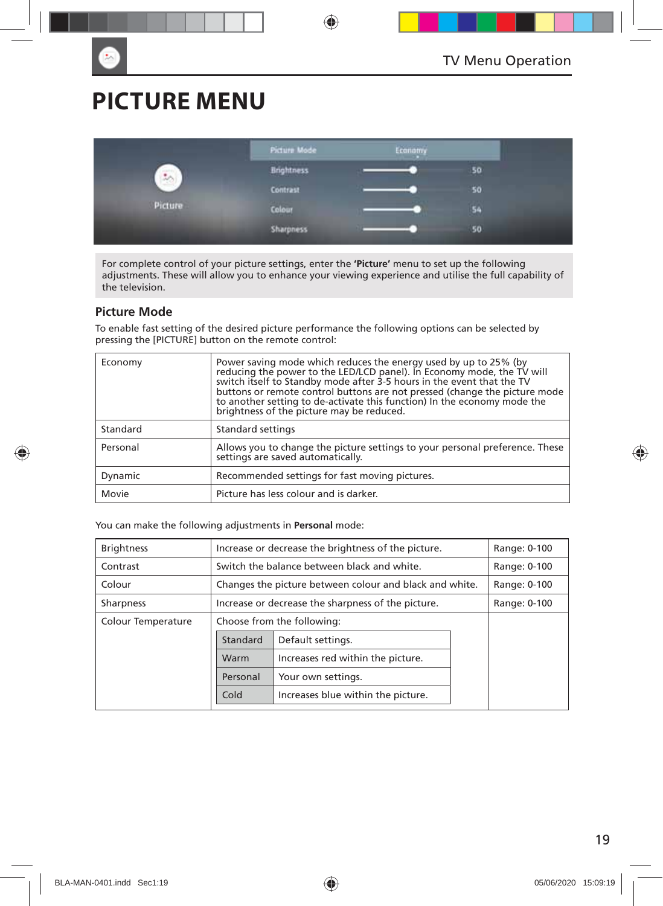# PICTURE MENU

For complete control of your picture settings, enter the **'Picture'** menu to set up the following adjustments. These will allow you to enhance your viewing experience and utilise the full capability of the television.

## Picture Mode

To enable fast setting of the desired picture performance the following options can be selected by pressing the [PICTURE] button on the remote control:

| | |
|---|---|
| Economy | Power saving mode which reduces the energy used by up to 25% (by reducing the power to the LED/LCD panel). In Economy mode, the TV will switch itself to Standby mode after 3-5 hours in the event that the TV buttons or remote control buttons are not pressed (change the picture mode to another setting to de-activate this function) In the economy mode the brightness of the picture may be reduced. |
| Standard | Standard settings |
| Personal | Allows you to change the picture settings to your personal preference. These settings are saved automatically. |
| Dynamic | Recommended settings for fast moving pictures. |
| Movie | Picture has less colour and is darker. |

You can make the following adjustments in **Personal** mode:

| | | |
|---|---|---|
| Brightness | Increase or decrease the brightness of the picture. | Range: 0-100 |
| Contrast | Switch the balance between black and white. | Range: 0-100 |
| Colour | Changes the picture between colour and black and white. | Range: 0-100 |
| Sharpness | Increase or decrease the sharpness of the picture. | Range: 0-100 |
| Colour Temperature | Choose from the following:<br>Standard – Default settings.<br>Warm – Increases red within the picture.<br>Personal – Your own settings.<br>Cold – Increases blue within the picture. | |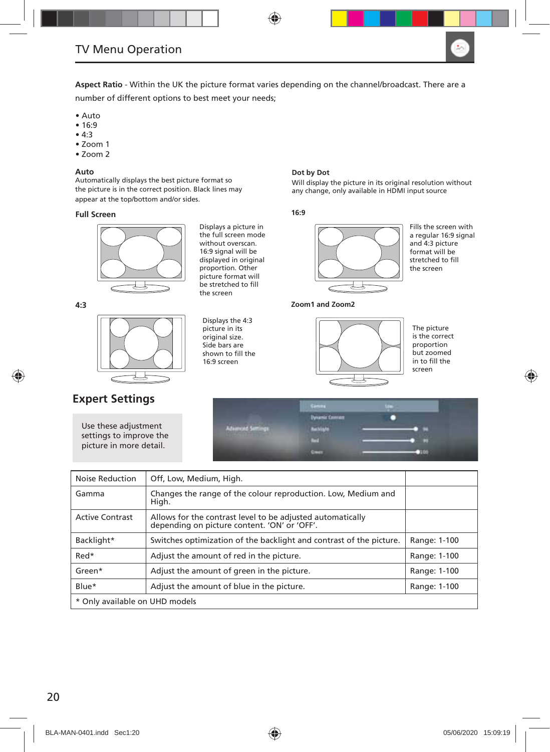## TV Menu Operation

**Aspect Ratio** - Within the UK the picture format varies depending on the channel/broadcast. There are a number of different options to best meet your needs;

- Auto
- 16:9
- 4:3
- Zoom 1
- Zoom 2

**Auto**
Automatically displays the best picture format so the picture is in the correct position. Black lines may appear at the top/bottom and/or sides.

**Dot by Dot**
Will display the picture in its original resolution without any change, only available in HDMI input source

**Full Screen**

Displays a picture in the full screen mode without overscan. 16:9 signal will be displayed in original proportion. Other picture format will be stretched to fill the screen

**16:9**

Fills the screen with a regular 16:9 signal and 4:3 picture format will be stretched to fill the screen

**4:3**

Displays the 4:3 picture in its original size. Side bars are shown to fill the 16:9 screen

**Zoom1 and Zoom2**

The picture is the correct proportion but zoomed in to fill the screen

## Expert Settings

Use these adjustment settings to improve the picture in more detail.

| Noise Reduction | Off, Low, Medium, High. | |
|---|---|---|
| Gamma | Changes the range of the colour reproduction. Low, Medium and High. | |
| Active Contrast | Allows for the contrast level to be adjusted automatically depending on picture content. 'ON' or 'OFF'. | |
| Backlight* | Switches optimization of the backlight and contrast of the picture. | Range: 1-100 |
| Red* | Adjust the amount of red in the picture. | Range: 1-100 |
| Green* | Adjust the amount of green in the picture. | Range: 1-100 |
| Blue* | Adjust the amount of blue in the picture. | Range: 1-100 |
| * Only available on UHD models | | |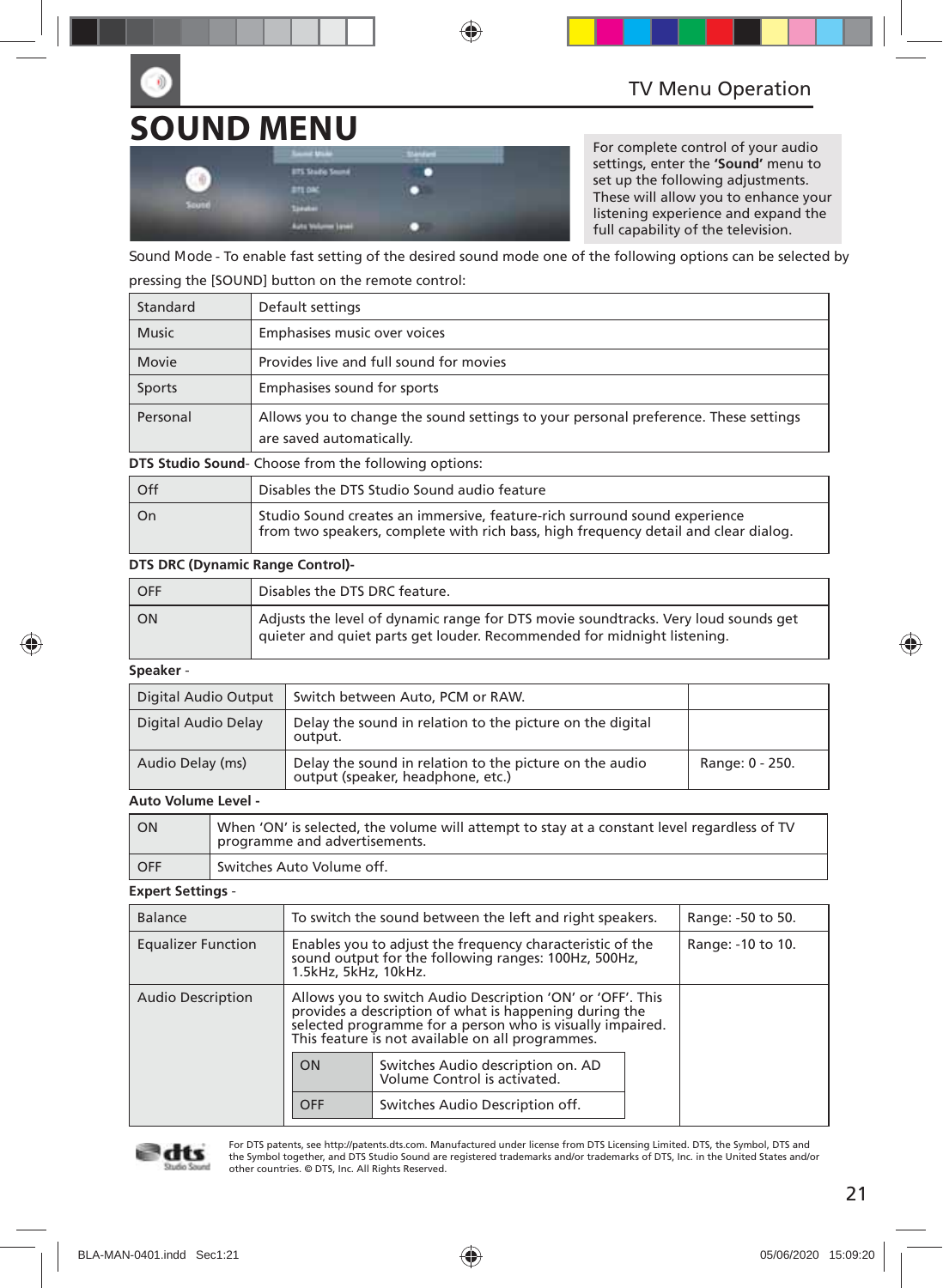# SOUND MENU

For complete control of your audio settings, enter the **'Sound'** menu to set up the following adjustments. These will allow you to enhance your listening experience and expand the full capability of the television.

Sound Mode - To enable fast setting of the desired sound mode one of the following options can be selected by pressing the [SOUND] button on the remote control:

| | |
|---|---|
| Standard | Default settings |
| Music | Emphasises music over voices |
| Movie | Provides live and full sound for movies |
| Sports | Emphasises sound for sports |
| Personal | Allows you to change the sound settings to your personal preference. These settings are saved automatically. |

**DTS Studio Sound**- Choose from the following options:

| | |
|---|---|
| Off | Disables the DTS Studio Sound audio feature |
| On | Studio Sound creates an immersive, feature-rich surround sound experience from two speakers, complete with rich bass, high frequency detail and clear dialog. |

**DTS DRC (Dynamic Range Control)-**

| | |
|---|---|
| OFF | Disables the DTS DRC feature. |
| ON | Adjusts the level of dynamic range for DTS movie soundtracks. Very loud sounds get quieter and quiet parts get louder. Recommended for midnight listening. |

**Speaker** -

| | | |
|---|---|---|
| Digital Audio Output | Switch between Auto, PCM or RAW. | |
| Digital Audio Delay | Delay the sound in relation to the picture on the digital output. | |
| Audio Delay (ms) | Delay the sound in relation to the picture on the audio output (speaker, headphone, etc.) | Range: 0 - 250. |

**Auto Volume Level -**

| | |
|---|---|
| ON | When 'ON' is selected, the volume will attempt to stay at a constant level regardless of TV programme and advertisements. |
| OFF | Switches Auto Volume off. |

**Expert Settings** -

| | | |
|---|---|---|
| Balance | To switch the sound between the left and right speakers. | Range: -50 to 50. |
| Equalizer Function | Enables you to adjust the frequency characteristic of the sound output for the following ranges: 100Hz, 500Hz, 1.5kHz, 5kHz, 10kHz. | Range: -10 to 10. |
| Audio Description | Allows you to switch Audio Description 'ON' or 'OFF'. This provides a description of what is happening during the selected programme for a person who is visually impaired. This feature is not available on all programmes.<br>ON: Switches Audio description on. AD Volume Control is activated.<br>OFF: Switches Audio Description off. | |

For DTS patents, see http://patents.dts.com. Manufactured under license from DTS Licensing Limited. DTS, the Symbol, DTS and the Symbol together, and DTS Studio Sound are registered trademarks and/or trademarks of DTS, Inc. in the United States and/or other countries. © DTS, Inc. All Rights Reserved.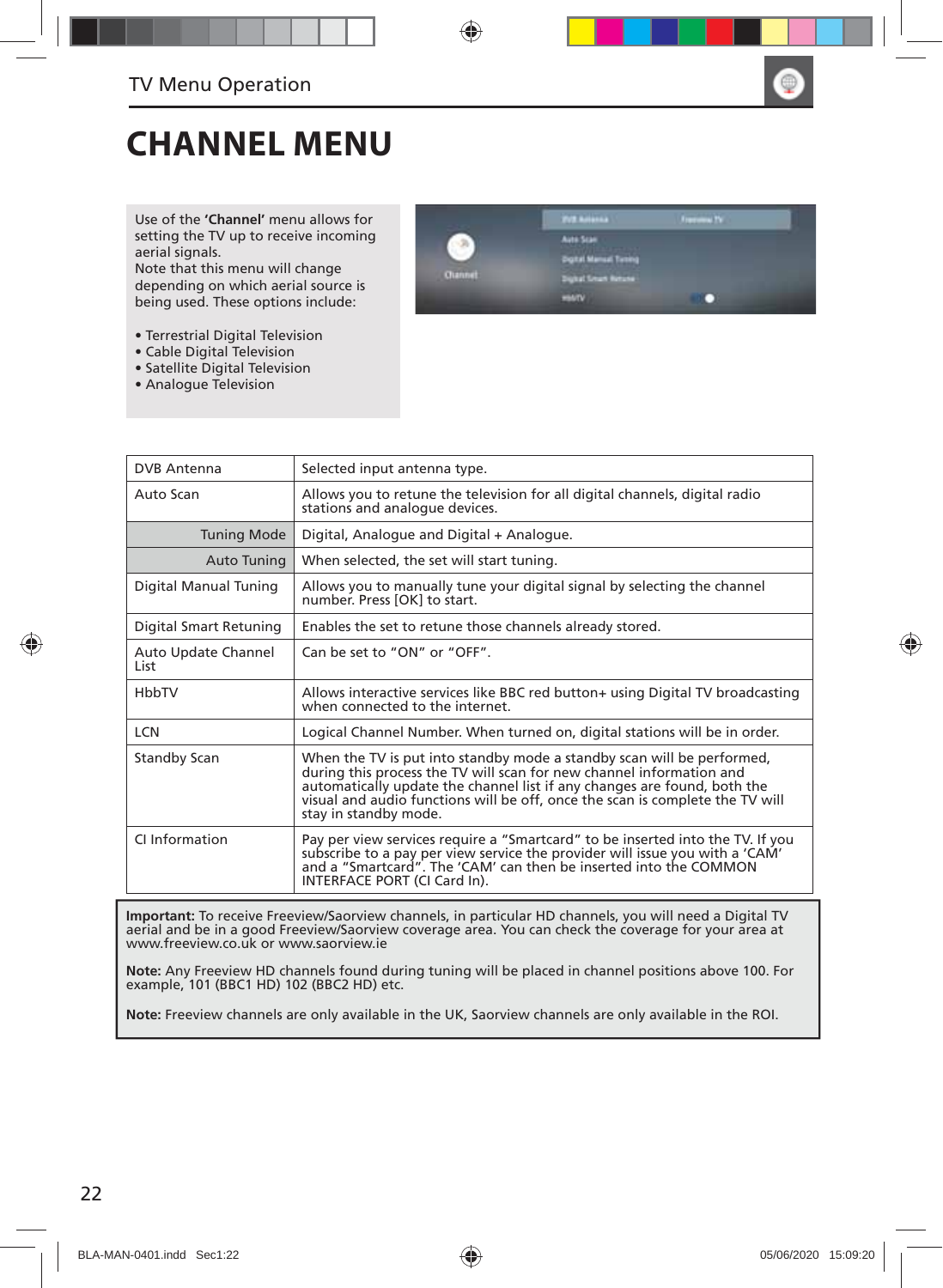## CHANNEL MENU

Use of the **'Channel'** menu allows for setting the TV up to receive incoming aerial signals.
Note that this menu will change depending on which aerial source is being used. These options include:

- Terrestrial Digital Television
- Cable Digital Television
- Satellite Digital Television
- Analogue Television

| DVB Antenna | Selected input antenna type. |
|---|---|
| Auto Scan | Allows you to retune the television for all digital channels, digital radio stations and analogue devices. |
| Tuning Mode | Digital, Analogue and Digital + Analogue. |
| Auto Tuning | When selected, the set will start tuning. |
| Digital Manual Tuning | Allows you to manually tune your digital signal by selecting the channel number. Press [OK] to start. |
| Digital Smart Retuning | Enables the set to retune those channels already stored. |
| Auto Update Channel List | Can be set to "ON" or "OFF". |
| HbbTV | Allows interactive services like BBC red button+ using Digital TV broadcasting when connected to the internet. |
| LCN | Logical Channel Number. When turned on, digital stations will be in order. |
| Standby Scan | When the TV is put into standby mode a standby scan will be performed, during this process the TV will scan for new channel information and automatically update the channel list if any changes are found, both the visual and audio functions will be off, once the scan is complete the TV will stay in standby mode. |
| CI Information | Pay per view services require a "Smartcard" to be inserted into the TV. If you subscribe to a pay per view service the provider will issue you with a 'CAM' and a "Smartcard". The 'CAM' can then be inserted into the COMMON INTERFACE PORT (CI Card In). |

**Important:** To receive Freeview/Saorview channels, in particular HD channels, you will need a Digital TV aerial and be in a good Freeview/Saorview coverage area. You can check the coverage for your area at www.freeview.co.uk or www.saorview.ie

**Note:** Any Freeview HD channels found during tuning will be placed in channel positions above 100. For example, 101 (BBC1 HD) 102 (BBC2 HD) etc.

**Note:** Freeview channels are only available in the UK, Saorview channels are only available in the ROI.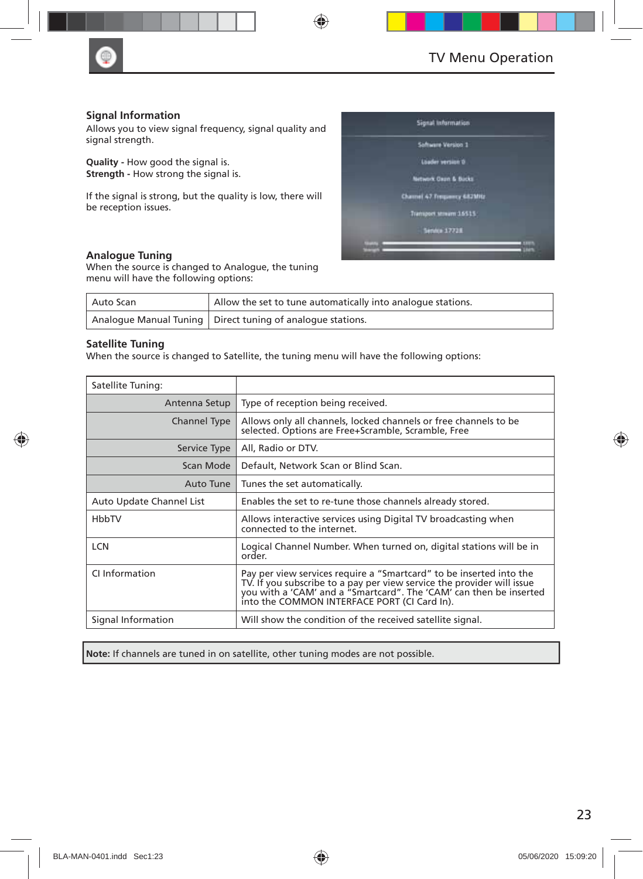## Signal Information

Allows you to view signal frequency, signal quality and signal strength.

**Quality -** How good the signal is.
**Strength -** How strong the signal is.

If the signal is strong, but the quality is low, there will be reception issues.

## Analogue Tuning

When the source is changed to Analogue, the tuning menu will have the following options:

| Auto Scan | Allow the set to tune automatically into analogue stations. |
|---|---|
| Analogue Manual Tuning | Direct tuning of analogue stations. |

## Satellite Tuning

When the source is changed to Satellite, the tuning menu will have the following options:

| Satellite Tuning: | |
|---|---|
| Antenna Setup | Type of reception being received. |
| Channel Type | Allows only all channels, locked channels or free channels to be selected. Options are Free+Scramble, Scramble, Free |
| Service Type | All, Radio or DTV. |
| Scan Mode | Default, Network Scan or Blind Scan. |
| Auto Tune | Tunes the set automatically. |
| Auto Update Channel List | Enables the set to re-tune those channels already stored. |
| HbbTV | Allows interactive services using Digital TV broadcasting when connected to the internet. |
| LCN | Logical Channel Number. When turned on, digital stations will be in order. |
| CI Information | Pay per view services require a “Smartcard” to be inserted into the TV. If you subscribe to a pay per view service the provider will issue you with a ‘CAM’ and a “Smartcard”. The ‘CAM’ can then be inserted into the COMMON INTERFACE PORT (CI Card In). |
| Signal Information | Will show the condition of the received satellite signal. |

**Note:** If channels are tuned in on satellite, other tuning modes are not possible.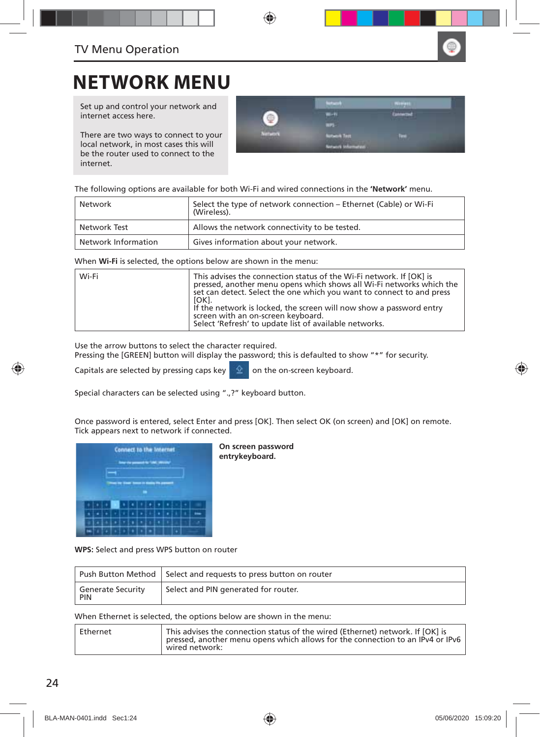TV Menu Operation

# NETWORK MENU

Set up and control your network and internet access here.

There are two ways to connect to your local network, in most cases this will be the router used to connect to the internet.

The following options are available for both Wi-Fi and wired connections in the **'Network'** menu.

| Network | Select the type of network connection – Ethernet (Cable) or Wi-Fi (Wireless). |
|---|---|
| Network Test | Allows the network connectivity to be tested. |
| Network Information | Gives information about your network. |

When **Wi-Fi** is selected, the options below are shown in the menu:

| Wi-Fi | This advises the connection status of the Wi-Fi network. If [OK] is pressed, another menu opens which shows all Wi-Fi networks which the set can detect. Select the one which you want to connect to and press [OK].<br>If the network is locked, the screen will now show a password entry screen with an on-screen keyboard.<br>Select 'Refresh' to update list of available networks. |
|---|---|

Use the arrow buttons to select the character required.
Pressing the [GREEN] button will display the password; this is defaulted to show "*" for security.

Capitals are selected by pressing caps key on the on-screen keyboard.

Special characters can be selected using ".,?" keyboard button.

Once password is entered, select Enter and press [OK]. Then select OK (on screen) and [OK] on remote.
Tick appears next to network if connected.

**On screen password entrykeyboard.**

**WPS:** Select and press WPS button on router

| Push Button Method | Select and requests to press button on router |
|---|---|
| Generate Security PIN | Select and PIN generated for router. |

When Ethernet is selected, the options below are shown in the menu:

| Ethernet | This advises the connection status of the wired (Ethernet) network. If [OK] is pressed, another menu opens which allows for the connection to an IPv4 or IPv6 wired network: |
|---|---|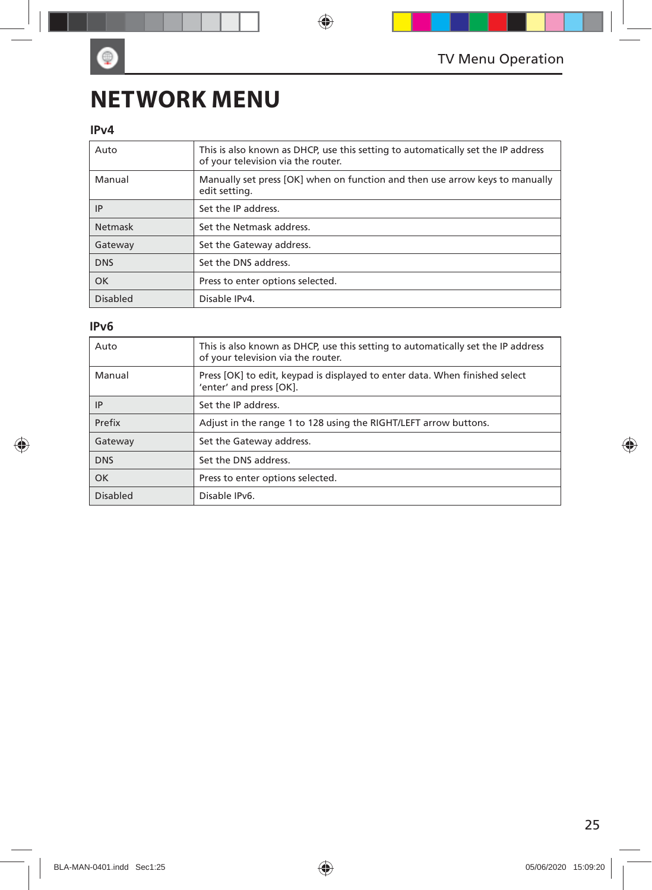# NETWORK MENU

## IPv4

| | |
|---|---|
| Auto | This is also known as DHCP, use this setting to automatically set the IP address of your television via the router. |
| Manual | Manually set press [OK] when on function and then use arrow keys to manually edit setting. |
| IP | Set the IP address. |
| Netmask | Set the Netmask address. |
| Gateway | Set the Gateway address. |
| DNS | Set the DNS address. |
| OK | Press to enter options selected. |
| Disabled | Disable IPv4. |

## IPv6

| | |
|---|---|
| Auto | This is also known as DHCP, use this setting to automatically set the IP address of your television via the router. |
| Manual | Press [OK] to edit, keypad is displayed to enter data. When finished select 'enter' and press [OK]. |
| IP | Set the IP address. |
| Prefix | Adjust in the range 1 to 128 using the RIGHT/LEFT arrow buttons. |
| Gateway | Set the Gateway address. |
| DNS | Set the DNS address. |
| OK | Press to enter options selected. |
| Disabled | Disable IPv6. |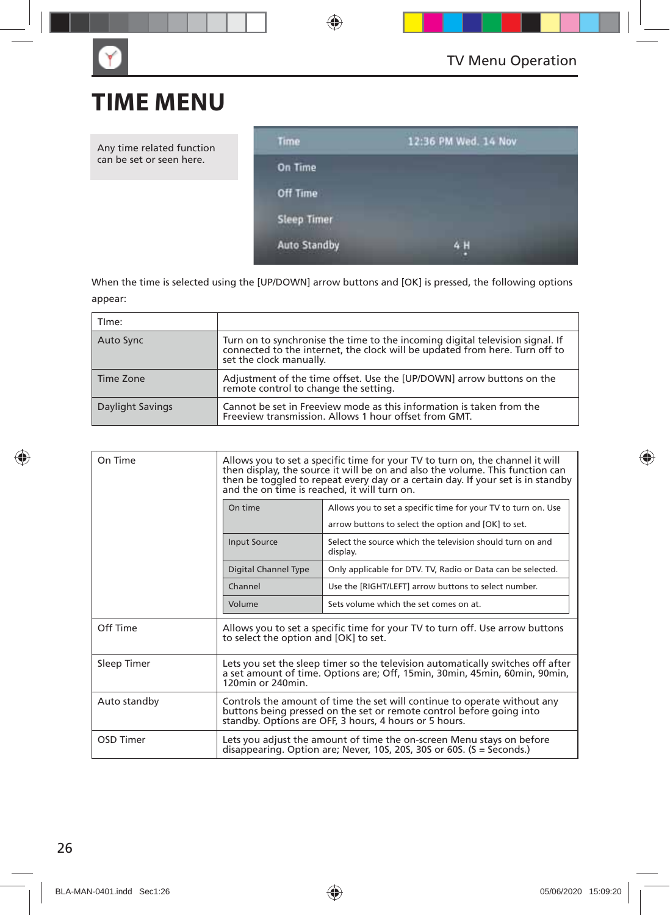# TIME MENU

Any time related function can be set or seen here.

| | |
|---|---|
| Time | 12:36 PM Wed. 14 Nov |
| On Time | |
| Off Time | |
| Sleep Timer | |
| Auto Standby | 4 H |

When the time is selected using the [UP/DOWN] arrow buttons and [OK] is pressed, the following options appear:

| TIme: | |
|---|---|
| Auto Sync | Turn on to synchronise the time to the incoming digital television signal. If connected to the internet, the clock will be updated from here. Turn off to set the clock manually. |
| Time Zone | Adjustment of the time offset. Use the [UP/DOWN] arrow buttons on the remote control to change the setting. |
| Daylight Savings | Cannot be set in Freeview mode as this information is taken from the Freeview transmission. Allows 1 hour offset from GMT. |

| | |
|---|---|
| On Time | Allows you to set a specific time for your TV to turn on, the channel it will then display, the source it will be on and also the volume. This function can then be toggled to repeat every day or a certain day. If your set is in standby and the on time is reached, it will turn on. |

| | |
|---|---|
| On time | Allows you to set a specific time for your TV to turn on. Use arrow buttons to select the option and [OK] to set. |
| Input Source | Select the source which the television should turn on and display. |
| Digital Channel Type | Only applicable for DTV. TV, Radio or Data can be selected. |
| Channel | Use the [RIGHT/LEFT] arrow buttons to select number. |
| Volume | Sets volume which the set comes on at. |

| | |
|---|---|
| Off Time | Allows you to set a specific time for your TV to turn off. Use arrow buttons to select the option and [OK] to set. |
| Sleep Timer | Lets you set the sleep timer so the television automatically switches off after a set amount of time. Options are; Off, 15min, 30min, 45min, 60min, 90min, 120min or 240min. |
| Auto standby | Controls the amount of time the set will continue to operate without any buttons being pressed on the set or remote control before going into standby. Options are OFF, 3 hours, 4 hours or 5 hours. |
| OSD Timer | Lets you adjust the amount of time the on-screen Menu stays on before disappearing. Option are; Never, 10S, 20S, 30S or 60S. (S = Seconds.) |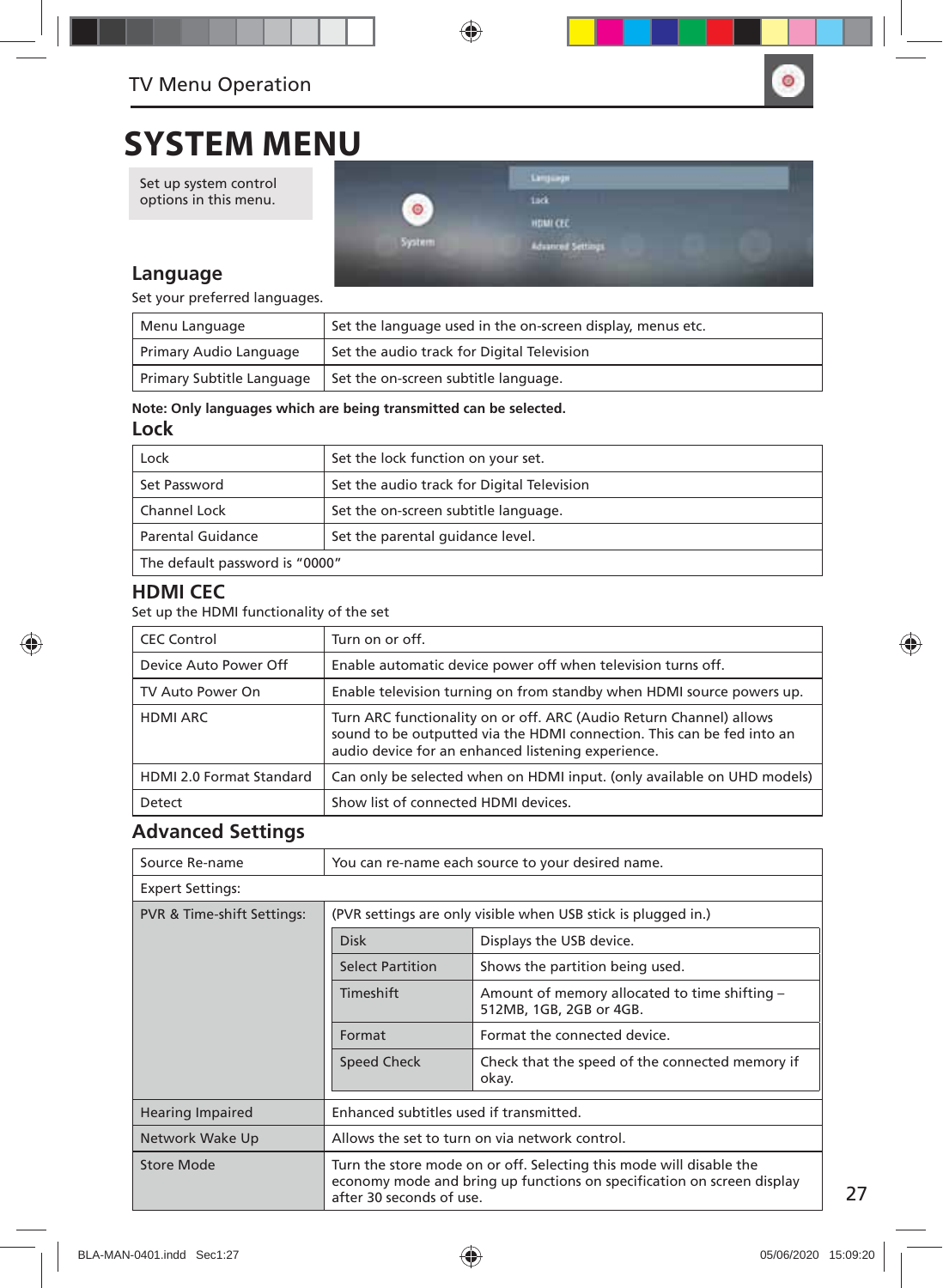TV Menu Operation

# SYSTEM MENU

Set up system control options in this menu.

## Language

Set your preferred languages.

| Menu Language | Set the language used in the on-screen display, menus etc. |
|---|---|
| Primary Audio Language | Set the audio track for Digital Television |
| Primary Subtitle Language | Set the on-screen subtitle language. |

**Note: Only languages which are being transmitted can be selected.**

## Lock

| Lock | Set the lock function on your set. |
|---|---|
| Set Password | Set the audio track for Digital Television |
| Channel Lock | Set the on-screen subtitle language. |
| Parental Guidance | Set the parental guidance level. |
| The default password is "0000" | |

## HDMI CEC

Set up the HDMI functionality of the set

| CEC Control | Turn on or off. |
|---|---|
| Device Auto Power Off | Enable automatic device power off when television turns off. |
| TV Auto Power On | Enable television turning on from standby when HDMI source powers up. |
| HDMI ARC | Turn ARC functionality on or off. ARC (Audio Return Channel) allows sound to be outputted via the HDMI connection. This can be fed into an audio device for an enhanced listening experience. |
| HDMI 2.0 Format Standard | Can only be selected when on HDMI input. (only available on UHD models) |
| Detect | Show list of connected HDMI devices. |

## Advanced Settings

| Source Re-name | You can re-name each source to your desired name. | |
|---|---|---|
| Expert Settings: | | |
| PVR & Time-shift Settings: | (PVR settings are only visible when USB stick is plugged in.) | |
| | Disk | Displays the USB device. |
| | Select Partition | Shows the partition being used. |
| | Timeshift | Amount of memory allocated to time shifting – 512MB, 1GB, 2GB or 4GB. |
| | Format | Format the connected device. |
| | Speed Check | Check that the speed of the connected memory if okay. |
| Hearing Impaired | Enhanced subtitles used if transmitted. | |
| Network Wake Up | Allows the set to turn on via network control. | |
| Store Mode | Turn the store mode on or off. Selecting this mode will disable the economy mode and bring up functions on specification on screen display after 30 seconds of use. | |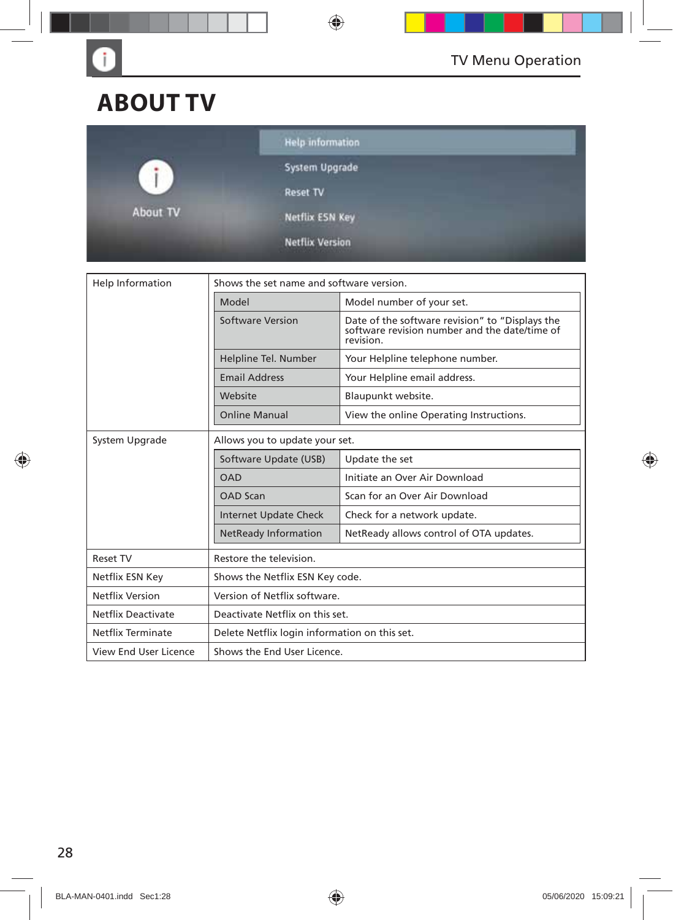# ABOUT TV

| Help Information | Shows the set name and software version. | |
|---|---|---|
| | Model | Model number of your set. |
| | Software Version | Date of the software revision" to "Displays the software revision number and the date/time of revision. |
| | Helpline Tel. Number | Your Helpline telephone number. |
| | Email Address | Your Helpline email address. |
| | Website | Blaupunkt website. |
| | Online Manual | View the online Operating Instructions. |
| System Upgrade | Allows you to update your set. | |
| | Software Update (USB) | Update the set |
| | OAD | Initiate an Over Air Download |
| | OAD Scan | Scan for an Over Air Download |
| | Internet Update Check | Check for a network update. |
| | NetReady Information | NetReady allows control of OTA updates. |
| Reset TV | Restore the television. | |
| Netflix ESN Key | Shows the Netflix ESN Key code. | |
| Netflix Version | Version of Netflix software. | |
| Netflix Deactivate | Deactivate Netflix on this set. | |
| Netflix Terminate | Delete Netflix login information on this set. | |
| View End User Licence | Shows the End User Licence. | |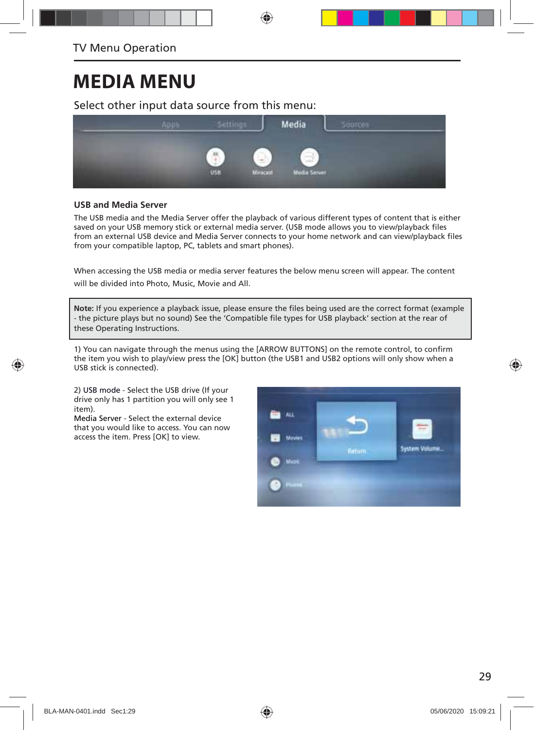# MEDIA MENU

Select other input data source from this menu:

### USB and Media Server

The USB media and the Media Server offer the playback of various different types of content that is either saved on your USB memory stick or external media server. (USB mode allows you to view/playback files from an external USB device and Media Server connects to your home network and can view/playback files from your compatible laptop, PC, tablets and smart phones).

When accessing the USB media or media server features the below menu screen will appear. The content will be divided into Photo, Music, Movie and All.

> **Note:** If you experience a playback issue, please ensure the files being used are the correct format (example - the picture plays but no sound) See the 'Compatible file types for USB playback' section at the rear of these Operating Instructions.

1) You can navigate through the menus using the [ARROW BUTTONS] on the remote control, to confirm the item you wish to play/view press the [OK] button (the USB1 and USB2 options will only show when a USB stick is connected).

2) USB mode - Select the USB drive (If your drive only has 1 partition you will only see 1 item).
Media Server - Select the external device that you would like to access. You can now access the item. Press [OK] to view.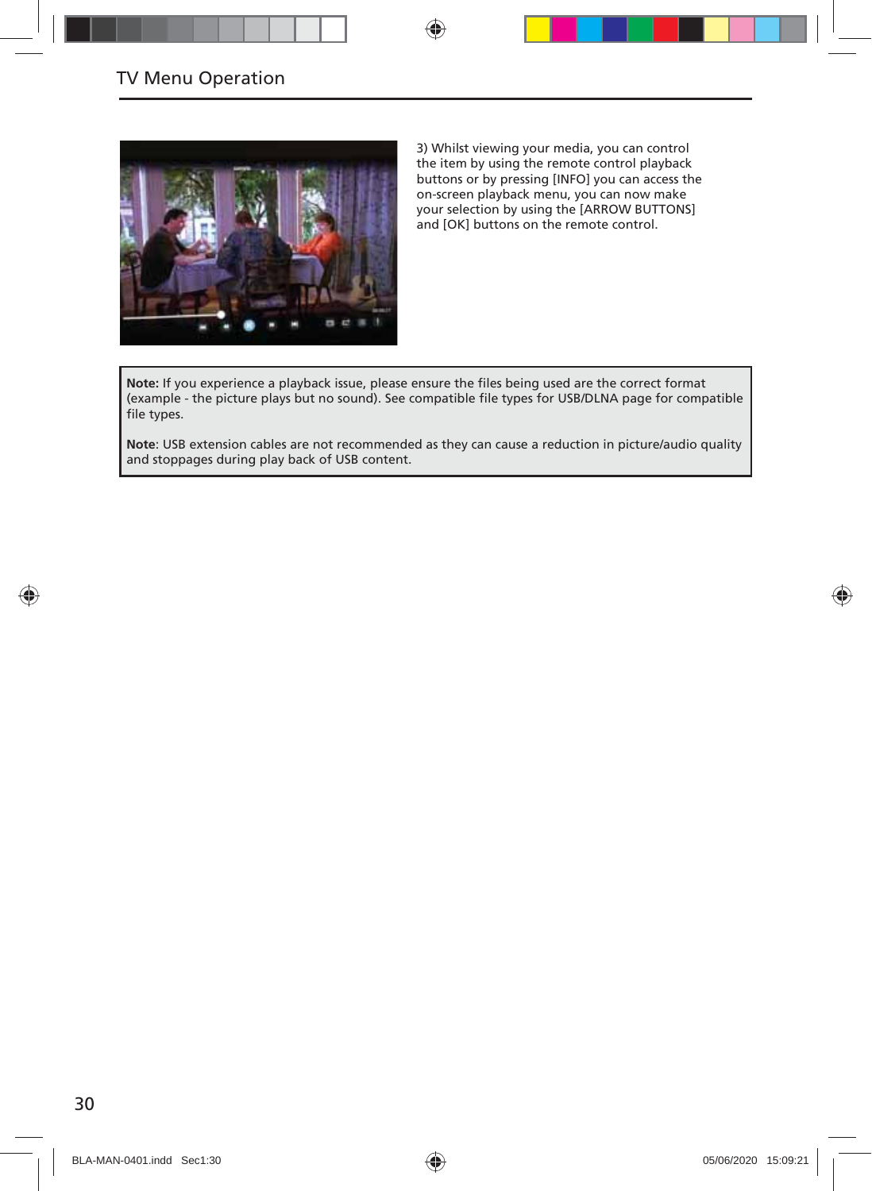3) Whilst viewing your media, you can control the item by using the remote control playback buttons or by pressing [INFO] you can access the on-screen playback menu, you can now make your selection by using the [ARROW BUTTONS] and [OK] buttons on the remote control.

**Note:** If you experience a playback issue, please ensure the files being used are the correct format (example - the picture plays but no sound). See compatible file types for USB/DLNA page for compatible file types.

**Note**: USB extension cables are not recommended as they can cause a reduction in picture/audio quality and stoppages during play back of USB content.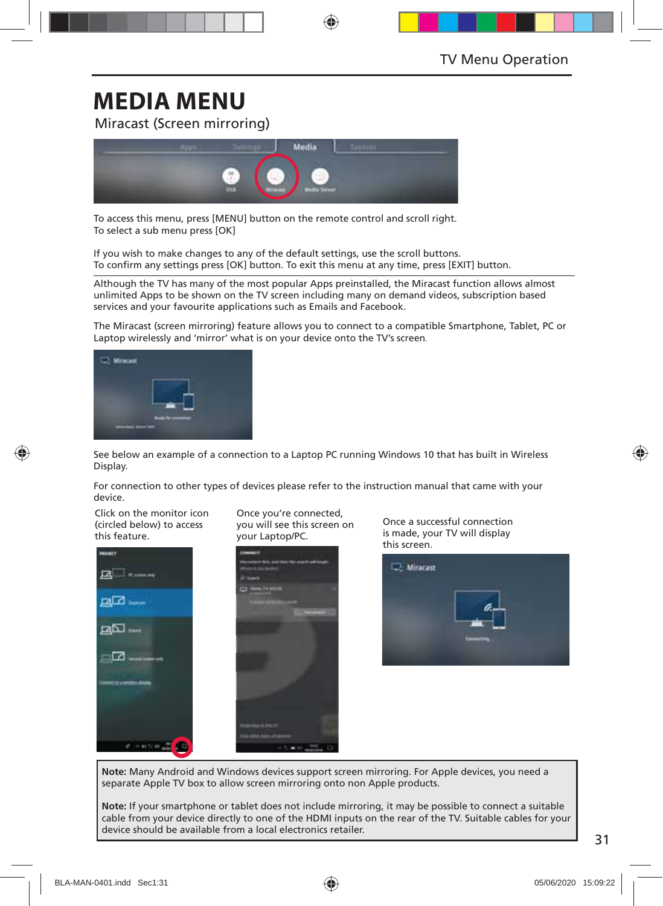# MEDIA MENU

## Miracast (Screen mirroring)

To access this menu, press [MENU] button on the remote control and scroll right.
To select a sub menu press [OK]

If you wish to make changes to any of the default settings, use the scroll buttons.
To confirm any settings press [OK] button. To exit this menu at any time, press [EXIT] button.

Although the TV has many of the most popular Apps preinstalled, the Miracast function allows almost unlimited Apps to be shown on the TV screen including many on demand videos, subscription based services and your favourite applications such as Emails and Facebook.

The Miracast (screen mirroring) feature allows you to connect to a compatible Smartphone, Tablet, PC or Laptop wirelessly and 'mirror' what is on your device onto the TV's screen.

See below an example of a connection to a Laptop PC running Windows 10 that has built in Wireless Display.

For connection to other types of devices please refer to the instruction manual that came with your device.

Click on the monitor icon (circled below) to access this feature.

Once you're connected, you will see this screen on your Laptop/PC.

Once a successful connection is made, your TV will display this screen.

**Note:** Many Android and Windows devices support screen mirroring. For Apple devices, you need a separate Apple TV box to allow screen mirroring onto non Apple products.

**Note:** If your smartphone or tablet does not include mirroring, it may be possible to connect a suitable cable from your device directly to one of the HDMI inputs on the rear of the TV. Suitable cables for your device should be available from a local electronics retailer.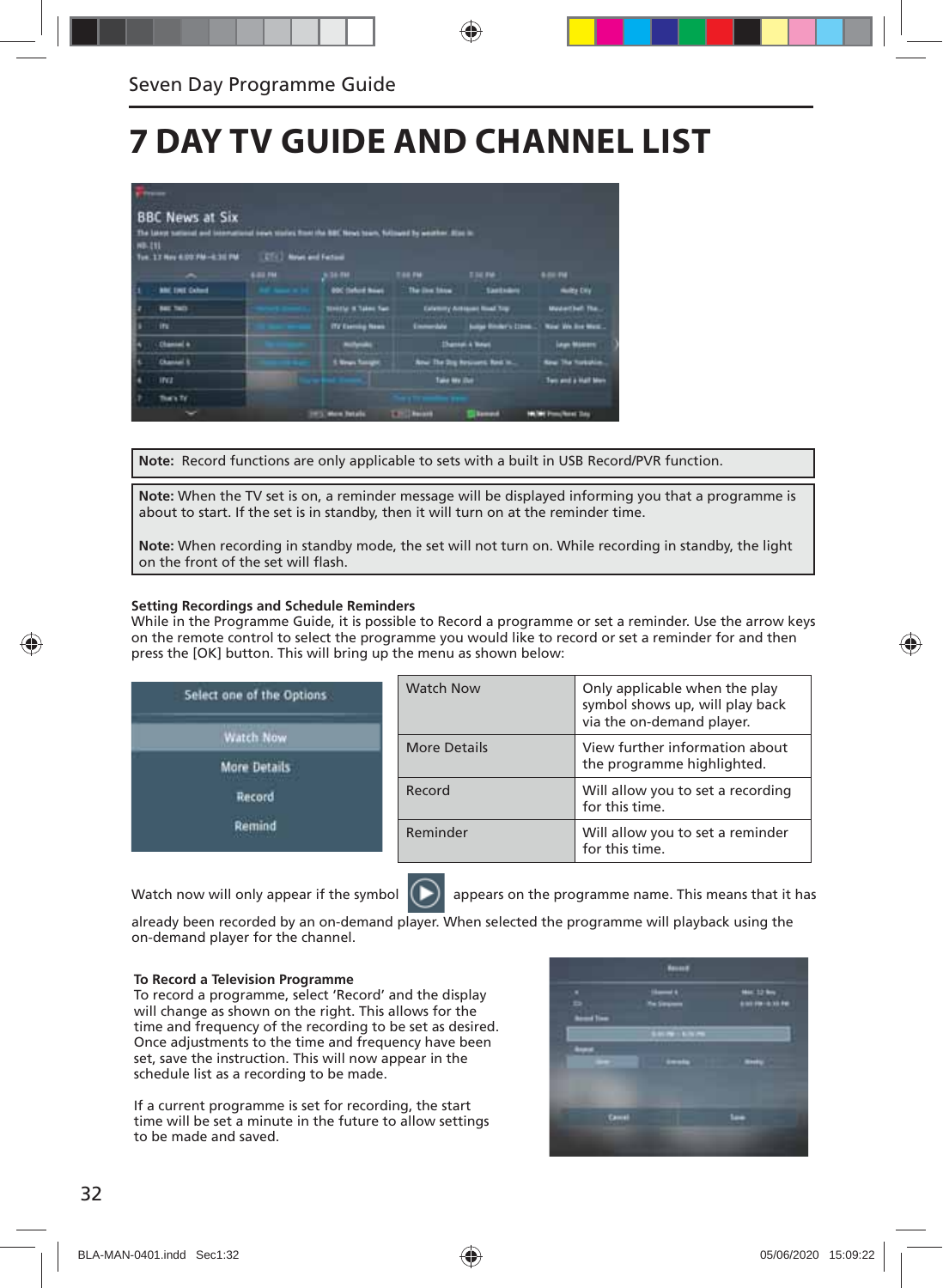# 7 DAY TV GUIDE AND CHANNEL LIST

**Note:** Record functions are only applicable to sets with a built in USB Record/PVR function.

**Note:** When the TV set is on, a reminder message will be displayed informing you that a programme is about to start. If the set is in standby, then it will turn on at the reminder time.

**Note:** When recording in standby mode, the set will not turn on. While recording in standby, the light on the front of the set will flash.

**Setting Recordings and Schedule Reminders**

While in the Programme Guide, it is possible to Record a programme or set a reminder. Use the arrow keys on the remote control to select the programme you would like to record or set a reminder for and then press the [OK] button. This will bring up the menu as shown below:

| Watch Now | Only applicable when the play symbol shows up, will play back via the on-demand player. |
|---|---|
| More Details | View further information about the programme highlighted. |
| Record | Will allow you to set a recording for this time. |
| Reminder | Will allow you to set a reminder for this time. |

Watch now will only appear if the symbol appears on the programme name. This means that it has already been recorded by an on-demand player. When selected the programme will playback using the on-demand player for the channel.

**To Record a Television Programme**

To record a programme, select 'Record' and the display will change as shown on the right. This allows for the time and frequency of the recording to be set as desired. Once adjustments to the time and frequency have been set, save the instruction. This will now appear in the schedule list as a recording to be made.

If a current programme is set for recording, the start time will be set a minute in the future to allow settings to be made and saved.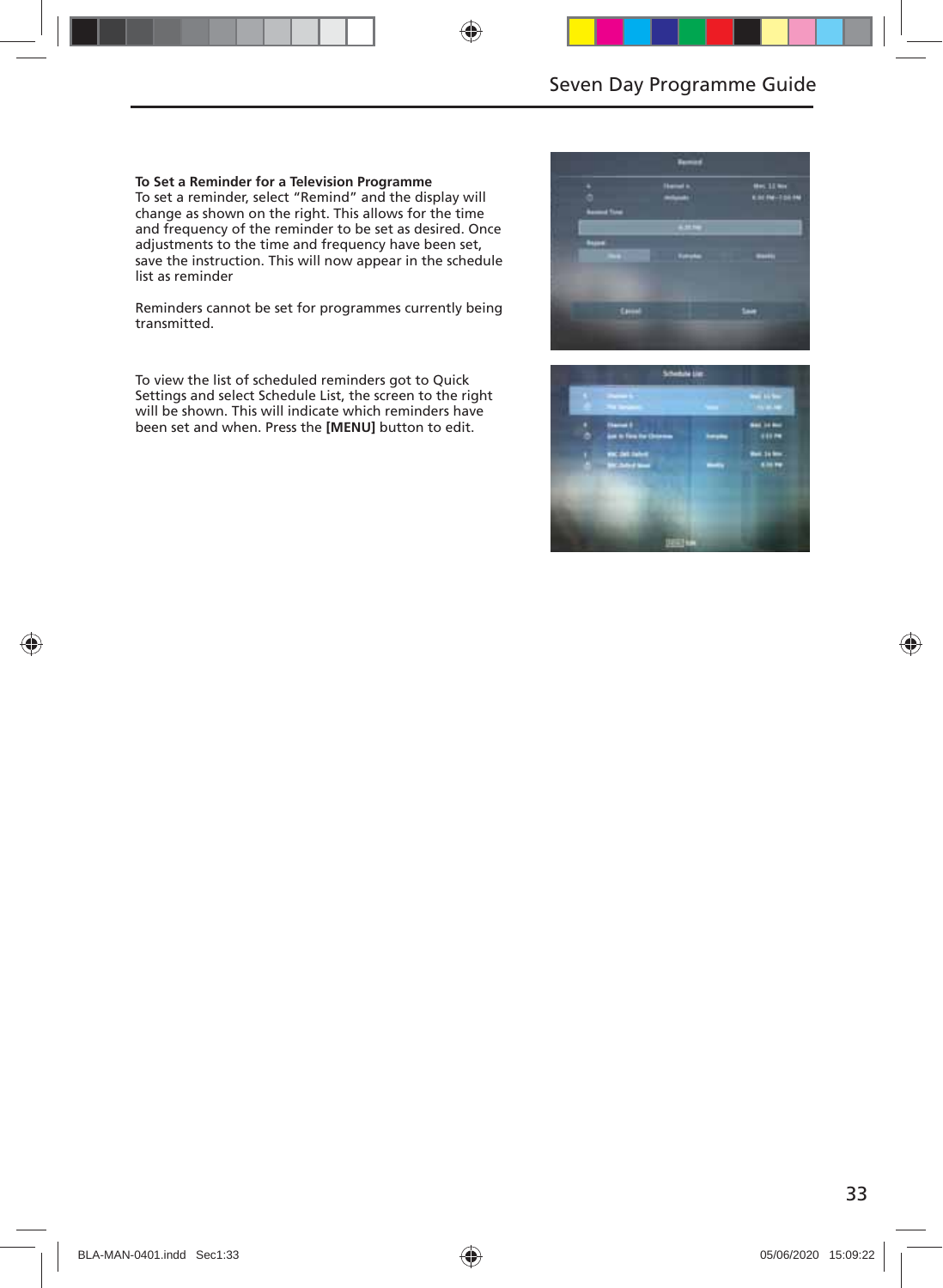**To Set a Reminder for a Television Programme**
To set a reminder, select “Remind” and the display will change as shown on the right. This allows for the time and frequency of the reminder to be set as desired. Once adjustments to the time and frequency have been set, save the instruction. This will now appear in the schedule list as reminder

Reminders cannot be set for programmes currently being transmitted.

To view the list of scheduled reminders got to Quick Settings and select Schedule List, the screen to the right will be shown. This will indicate which reminders have been set and when. Press the **[MENU]** button to edit.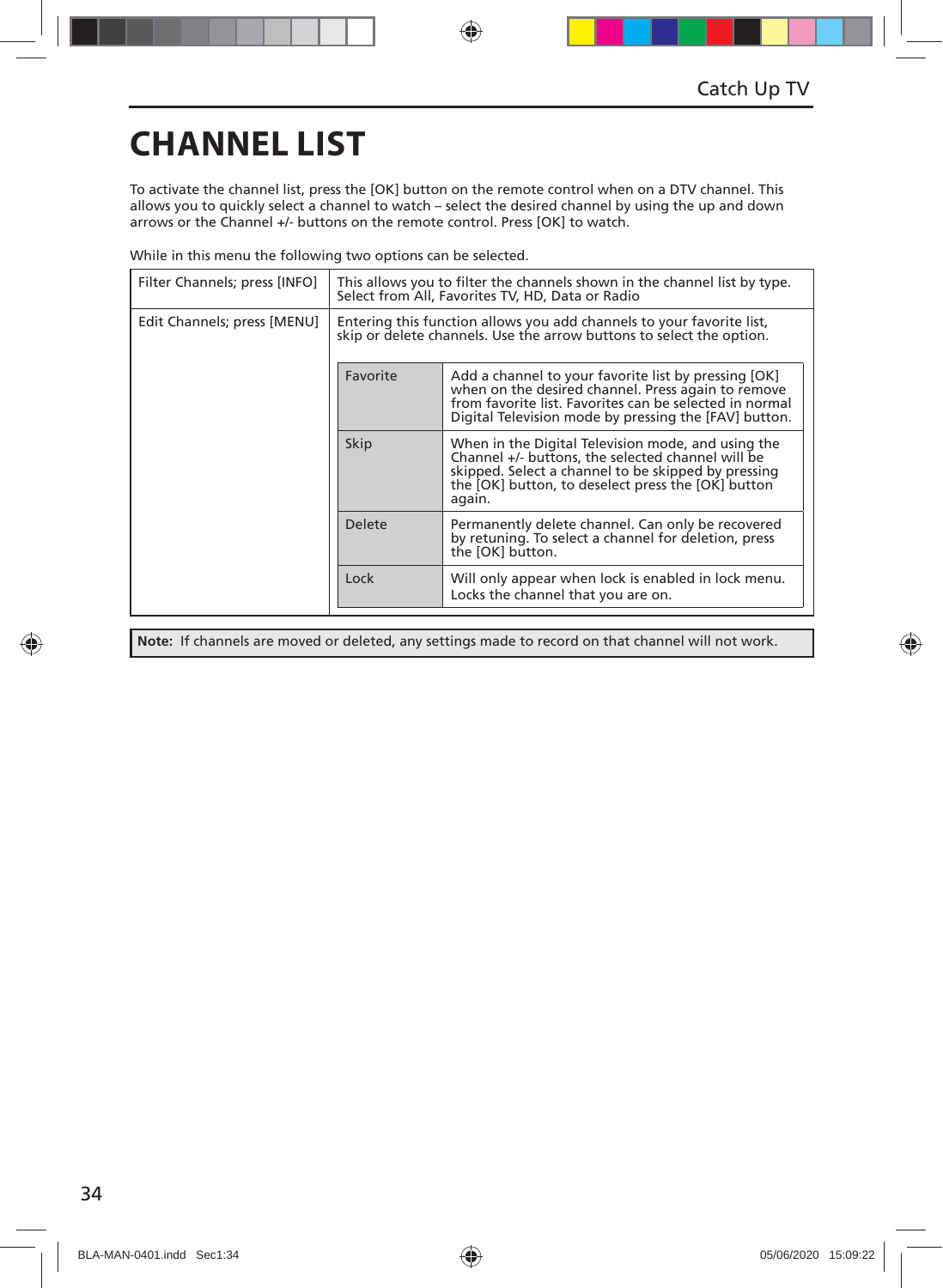# CHANNEL LIST

To activate the channel list, press the [OK] button on the remote control when on a DTV channel. This allows you to quickly select a channel to watch – select the desired channel by using the up and down arrows or the Channel +/- buttons on the remote control. Press [OK] to watch.

While in this menu the following two options can be selected.

| Option | Description | | |
|---|---|---|---|
| Filter Channels; press [INFO] | This allows you to filter the channels shown in the channel list by type. Select from All, Favorites TV, HD, Data or Radio | | |
| Edit Channels; press [MENU] | Entering this function allows you add channels to your favorite list, skip or delete channels. Use the arrow buttons to select the option. | | |
| | | Favorite | Add a channel to your favorite list by pressing [OK] when on the desired channel. Press again to remove from favorite list. Favorites can be selected in normal Digital Television mode by pressing the [FAV] button. |
| | | Skip | When in the Digital Television mode, and using the Channel +/- buttons, the selected channel will be skipped. Select a channel to be skipped by pressing the [OK] button, to deselect press the [OK] button again. |
| | | Delete | Permanently delete channel. Can only be recovered by retuning. To select a channel for deletion, press the [OK] button. |
| | | Lock | Will only appear when lock is enabled in lock menu. Locks the channel that you are on. |

**Note:** If channels are moved or deleted, any settings made to record on that channel will not work.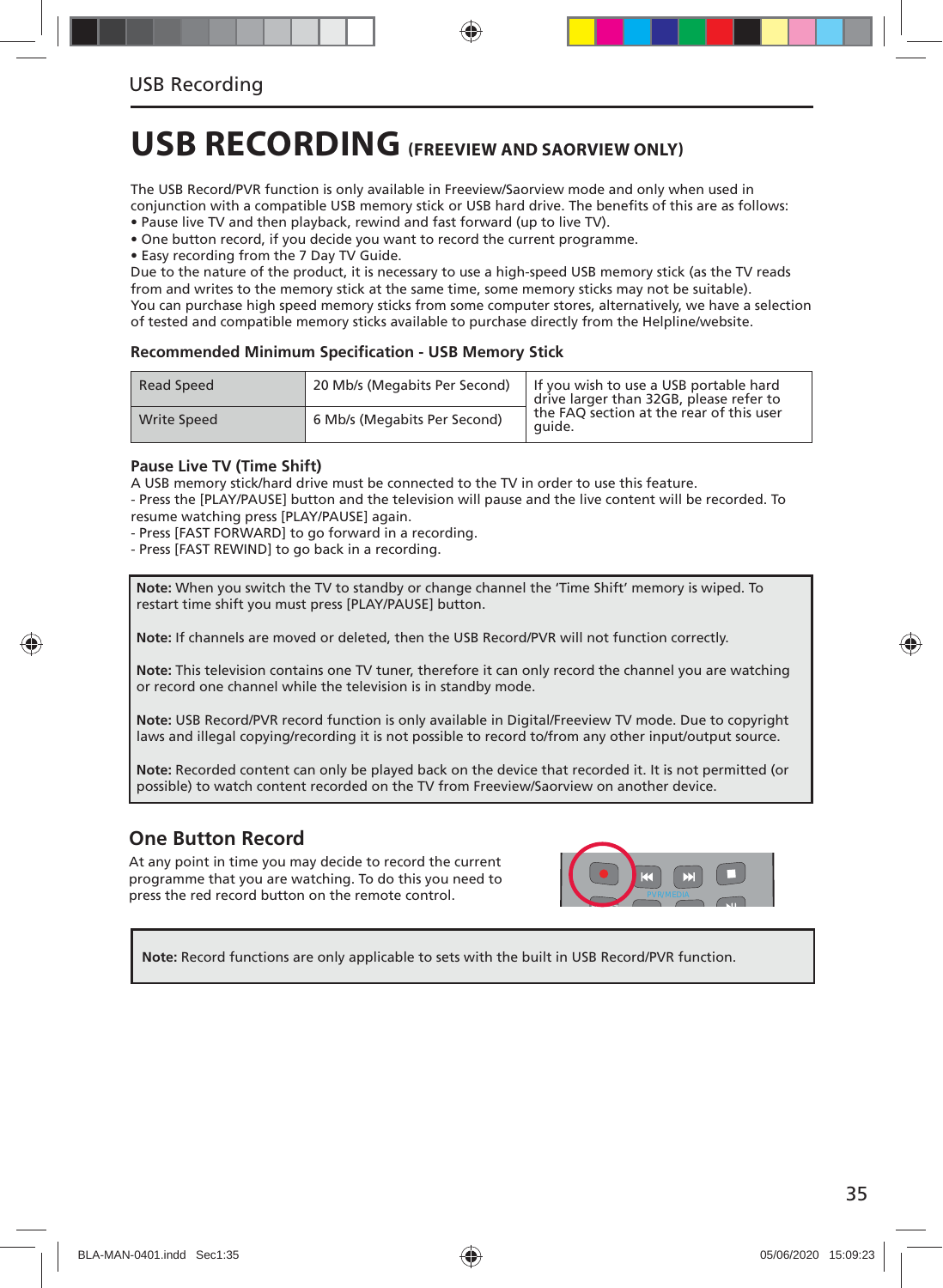# USB RECORDING (FREEVIEW AND SAORVIEW ONLY)

The USB Record/PVR function is only available in Freeview/Saorview mode and only when used in conjunction with a compatible USB memory stick or USB hard drive. The benefits of this are as follows:

- Pause live TV and then playback, rewind and fast forward (up to live TV).
- One button record, if you decide you want to record the current programme.
- Easy recording from the 7 Day TV Guide.

Due to the nature of the product, it is necessary to use a high-speed USB memory stick (as the TV reads from and writes to the memory stick at the same time, some memory sticks may not be suitable).
You can purchase high speed memory sticks from some computer stores, alternatively, we have a selection of tested and compatible memory sticks available to purchase directly from the Helpline/website.

### Recommended Minimum Specification - USB Memory Stick

| Read Speed | 20 Mb/s (Megabits Per Second) | If you wish to use a USB portable hard drive larger than 32GB, please refer to the FAQ section at the rear of this user guide. |
|---|---|---|
| Write Speed | 6 Mb/s (Megabits Per Second) | |

### Pause Live TV (Time Shift)

A USB memory stick/hard drive must be connected to the TV in order to use this feature.
- Press the [PLAY/PAUSE] button and the television will pause and the live content will be recorded. To resume watching press [PLAY/PAUSE] again.
- Press [FAST FORWARD] to go forward in a recording.
- Press [FAST REWIND] to go back in a recording.

**Note:** When you switch the TV to standby or change channel the 'Time Shift' memory is wiped. To restart time shift you must press [PLAY/PAUSE] button.

**Note:** If channels are moved or deleted, then the USB Record/PVR will not function correctly.

**Note:** This television contains one TV tuner, therefore it can only record the channel you are watching or record one channel while the television is in standby mode.

**Note:** USB Record/PVR record function is only available in Digital/Freeview TV mode. Due to copyright laws and illegal copying/recording it is not possible to record to/from any other input/output source.

**Note:** Recorded content can only be played back on the device that recorded it. It is not permitted (or possible) to watch content recorded on the TV from Freeview/Saorview on another device.

## One Button Record

At any point in time you may decide to record the current programme that you are watching. To do this you need to press the red record button on the remote control.

**Note:** Record functions are only applicable to sets with the built in USB Record/PVR function.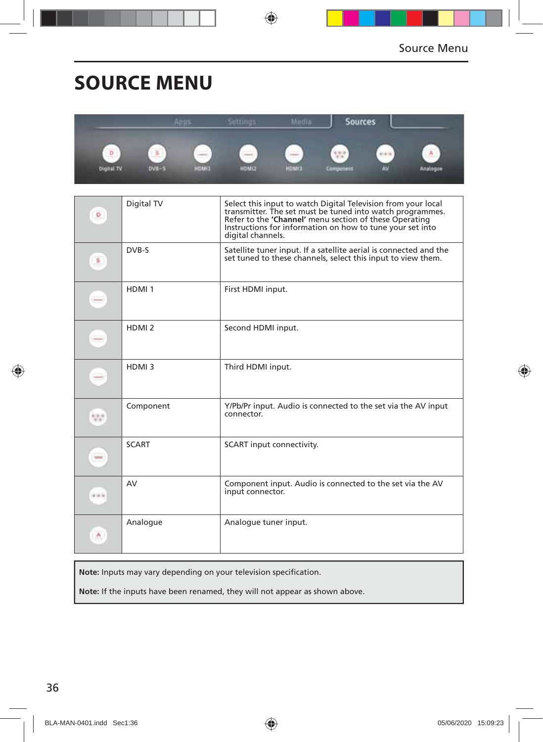# SOURCE MENU

| | | |
|---|---|---|
| | Digital TV | Select this input to watch Digital Television from your local transmitter. The set must be tuned into watch programmes. Refer to the **'Channel'** menu section of these Operating Instructions for information on how to tune your set into digital channels. |
| | DVB-S | Satellite tuner input. If a satellite aerial is connected and the set tuned to these channels, select this input to view them. |
| | HDMI 1 | First HDMI input. |
| | HDMI 2 | Second HDMI input. |
| | HDMI 3 | Third HDMI input. |
| | Component | Y/Pb/Pr input. Audio is connected to the set via the AV input connector. |
| | SCART | SCART input connectivity. |
| | AV | Component input. Audio is connected to the set via the AV input connector. |
| | Analogue | Analogue tuner input. |

**Note:** Inputs may vary depending on your television specification.

**Note:** If the inputs have been renamed, they will not appear as shown above.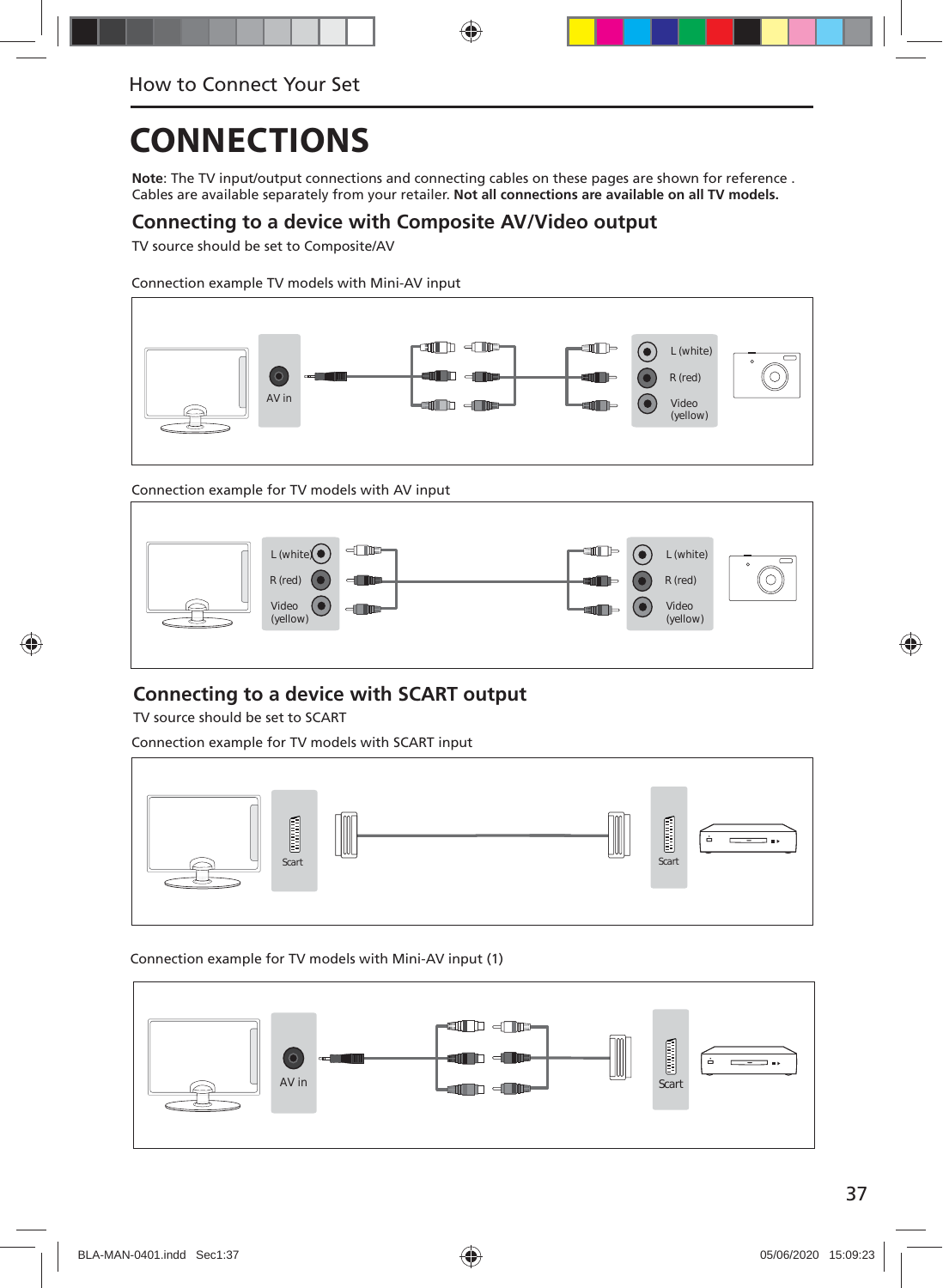How to Connect Your Set

# CONNECTIONS

**Note**: The TV input/output connections and connecting cables on these pages are shown for reference . Cables are available separately from your retailer. **Not all connections are available on all TV models.**

## Connecting to a device with Composite AV/Video output

TV source should be set to Composite/AV

Connection example TV models with Mini-AV input

AV in

L (white)
R (red)
Video (yellow)

Connection example for TV models with AV input

L (white)
R (red)
Video (yellow)

L (white)
R (red)
Video (yellow)

## Connecting to a device with SCART output

TV source should be set to SCART

Connection example for TV models with SCART input

Scart

Scart

Connection example for TV models with Mini-AV input (1)

AV in

Scart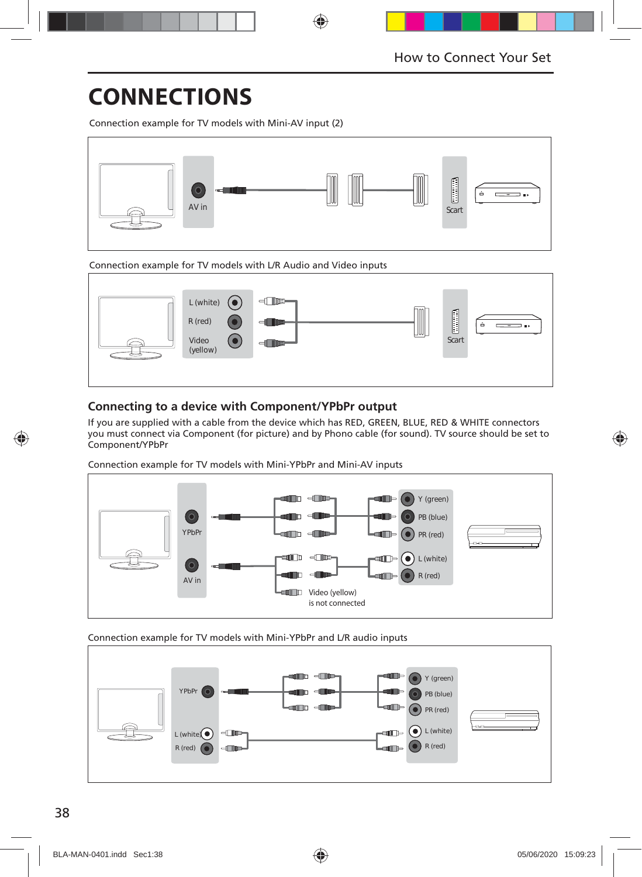# CONNECTIONS

Connection example for TV models with Mini-AV input (2)

AV in

Scart

Connection example for TV models with L/R Audio and Video inputs

L (white)

R (red)

Video (yellow)

Scart

## Connecting to a device with Component/YPbPr output

If you are supplied with a cable from the device which has RED, GREEN, BLUE, RED & WHITE connectors you must connect via Component (for picture) and by Phono cable (for sound). TV source should be set to Component/YPbPr

Connection example for TV models with Mini-YPbPr and Mini-AV inputs

YPbPr

AV in

Y (green)

PB (blue)

PR (red)

L (white)

R (red)

Video (yellow) is not connected

Connection example for TV models with Mini-YPbPr and L/R audio inputs

YPbPr

L (white)

R (red)

Y (green)

PB (blue)

PR (red)

L (white)

R (red)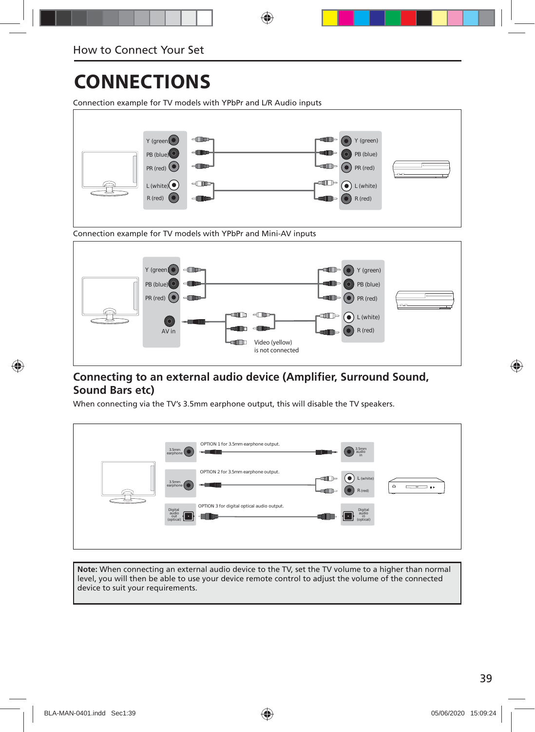# CONNECTIONS

Connection example for TV models with YPbPr and L/R Audio inputs

Y (green)
PB (blue)
PR (red)
L (white)
R (red)

Y (green)
PB (blue)
PR (red)
L (white)
R (red)

Connection example for TV models with YPbPr and Mini-AV inputs

Y (green)
PB (blue)
PR (red)
AV in

Video (yellow)
is not connected

Y (green)
PB (blue)
PR (red)
L (white)
R (red)

## Connecting to an external audio device (Amplifier, Surround Sound, Sound Bars etc)

When connecting via the TV's 3.5mm earphone output, this will disable the TV speakers.

3.5mm earphone — OPTION 1 for 3.5mm earphone output. — 3.5mm audio in

3.5mm earphone — OPTION 2 for 3.5mm earphone output. — L (white), R (red)

Digital audio out (optical) — OPTION 3 for digital optical audio output. — Digital audio in (optical)

**Note:** When connecting an external audio device to the TV, set the TV volume to a higher than normal level, you will then be able to use your device remote control to adjust the volume of the connected device to suit your requirements.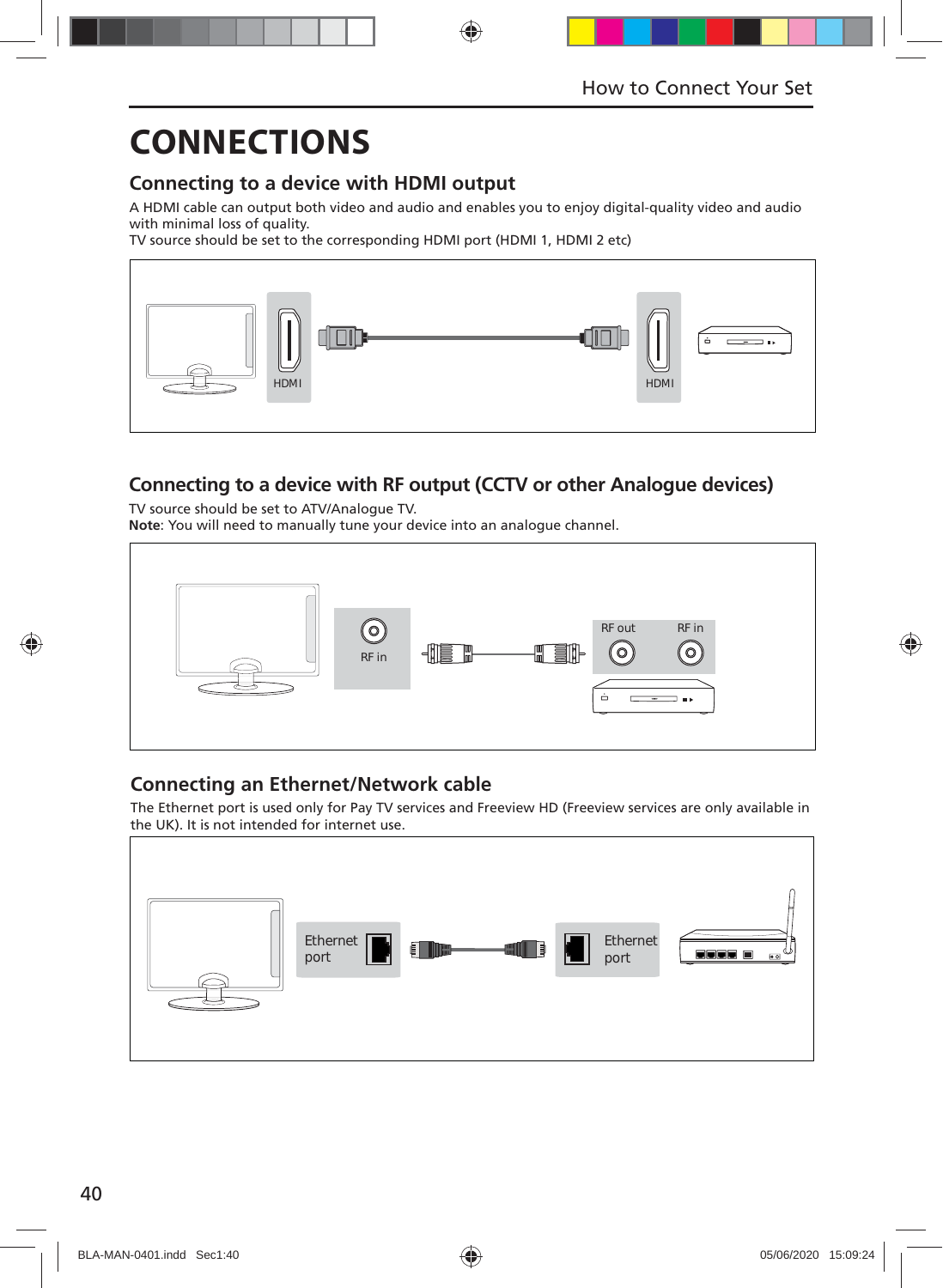# CONNECTIONS

## Connecting to a device with HDMI output

A HDMI cable can output both video and audio and enables you to enjoy digital-quality video and audio with minimal loss of quality.
TV source should be set to the corresponding HDMI port (HDMI 1, HDMI 2 etc)

## Connecting to a device with RF output (CCTV or other Analogue devices)

TV source should be set to ATV/Analogue TV.
**Note**: You will need to manually tune your device into an analogue channel.

## Connecting an Ethernet/Network cable

The Ethernet port is used only for Pay TV services and Freeview HD (Freeview services are only available in the UK). It is not intended for internet use.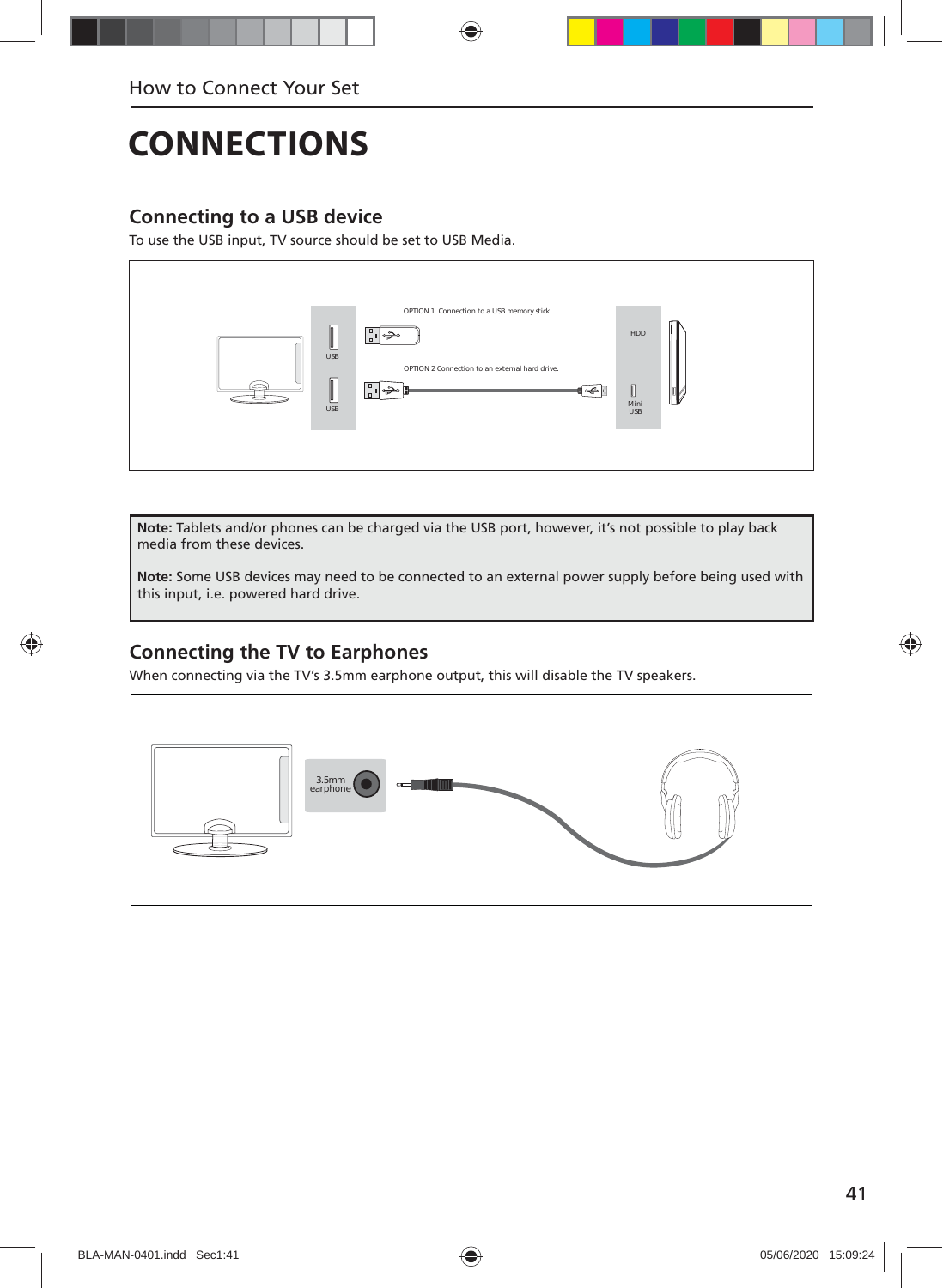# CONNECTIONS

## Connecting to a USB device

To use the USB input, TV source should be set to USB Media.

OPTION 1 Connection to a USB memory stick.

OPTION 2 Connection to an external hard drive.

**Note:** Tablets and/or phones can be charged via the USB port, however, it's not possible to play back media from these devices.

**Note:** Some USB devices may need to be connected to an external power supply before being used with this input, i.e. powered hard drive.

## Connecting the TV to Earphones

When connecting via the TV's 3.5mm earphone output, this will disable the TV speakers.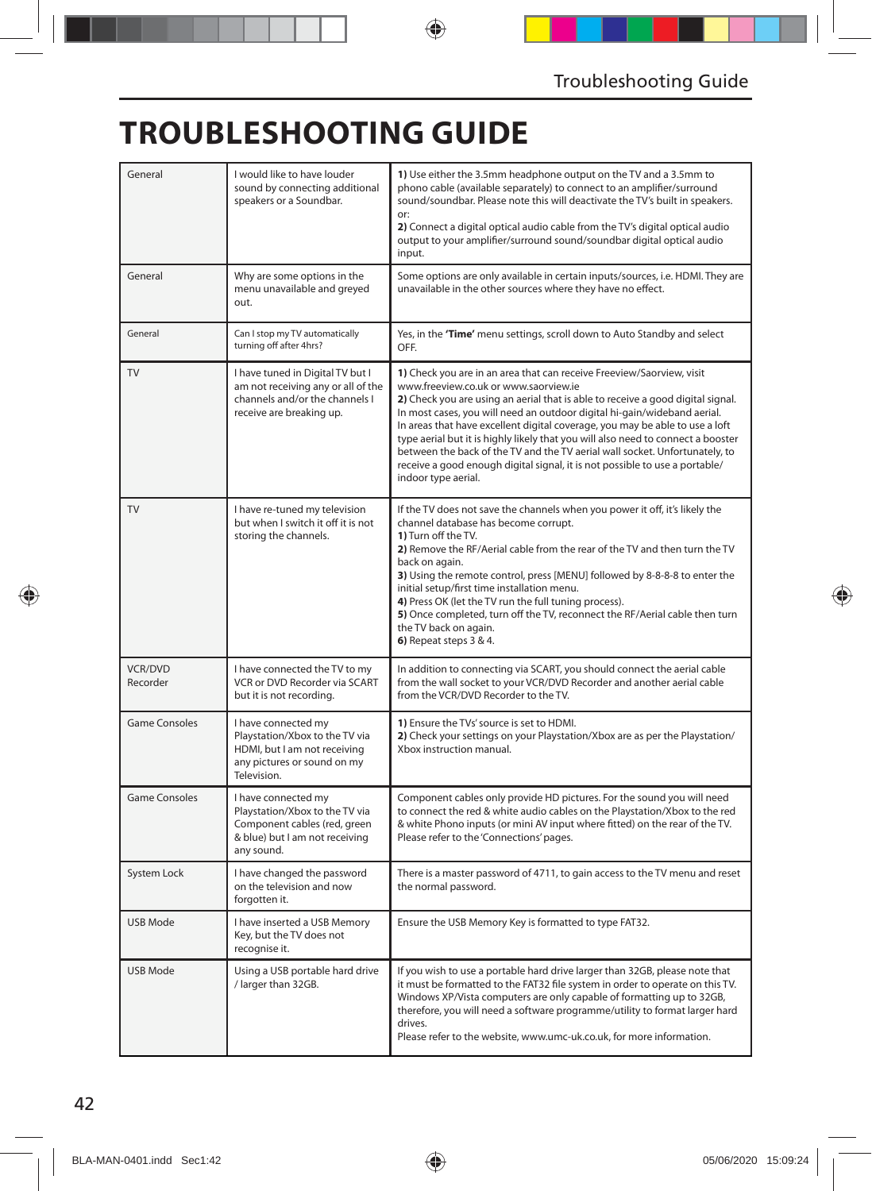# TROUBLESHOOTING GUIDE

| | | |
|---|---|---|
| General | I would like to have louder sound by connecting additional speakers or a Soundbar. | **1)** Use either the 3.5mm headphone output on the TV and a 3.5mm to phono cable (available separately) to connect to an amplifier/surround sound/soundbar. Please note this will deactivate the TV's built in speakers.<br>or:<br>**2)** Connect a digital optical audio cable from the TV's digital optical audio output to your amplifier/surround sound/soundbar digital optical audio input. |
| General | Why are some options in the menu unavailable and greyed out. | Some options are only available in certain inputs/sources, i.e. HDMI. They are unavailable in the other sources where they have no effect. |
| General | Can I stop my TV automatically turning off after 4hrs? | Yes, in the **'Time'** menu settings, scroll down to Auto Standby and select OFF. |
| TV | I have tuned in Digital TV but I am not receiving any or all of the channels and/or the channels I receive are breaking up. | **1)** Check you are in an area that can receive Freeview/Saorview, visit www.freeview.co.uk or www.saorview.ie<br>**2)** Check you are using an aerial that is able to receive a good digital signal. In most cases, you will need an outdoor digital hi-gain/wideband aerial. In areas that have excellent digital coverage, you may be able to use a loft type aerial but it is highly likely that you will also need to connect a booster between the back of the TV and the TV aerial wall socket. Unfortunately, to receive a good enough digital signal, it is not possible to use a portable/indoor type aerial. |
| TV | I have re-tuned my television but when I switch it off it is not storing the channels. | If the TV does not save the channels when you power it off, it's likely the channel database has become corrupt.<br>**1)** Turn off the TV.<br>**2)** Remove the RF/Aerial cable from the rear of the TV and then turn the TV back on again.<br>**3)** Using the remote control, press [MENU] followed by 8-8-8-8 to enter the initial setup/first time installation menu.<br>**4)** Press OK (let the TV run the full tuning process).<br>**5)** Once completed, turn off the TV, reconnect the RF/Aerial cable then turn the TV back on again.<br>**6)** Repeat steps 3 & 4. |
| VCR/DVD Recorder | I have connected the TV to my VCR or DVD Recorder via SCART but it is not recording. | In addition to connecting via SCART, you should connect the aerial cable from the wall socket to your VCR/DVD Recorder and another aerial cable from the VCR/DVD Recorder to the TV. |
| Game Consoles | I have connected my Playstation/Xbox to the TV via HDMI, but I am not receiving any pictures or sound on my Television. | **1)** Ensure the TVs' source is set to HDMI.<br>**2)** Check your settings on your Playstation/Xbox are as per the Playstation/Xbox instruction manual. |
| Game Consoles | I have connected my Playstation/Xbox to the TV via Component cables (red, green & blue) but I am not receiving any sound. | Component cables only provide HD pictures. For the sound you will need to connect the red & white audio cables on the Playstation/Xbox to the red & white Phono inputs (or mini AV input where fitted) on the rear of the TV. Please refer to the 'Connections' pages. |
| System Lock | I have changed the password on the television and now forgotten it. | There is a master password of 4711, to gain access to the TV menu and reset the normal password. |
| USB Mode | I have inserted a USB Memory Key, but the TV does not recognise it. | Ensure the USB Memory Key is formatted to type FAT32. |
| USB Mode | Using a USB portable hard drive / larger than 32GB. | If you wish to use a portable hard drive larger than 32GB, please note that it must be formatted to the FAT32 file system in order to operate on this TV. Windows XP/Vista computers are only capable of formatting up to 32GB, therefore, you will need a software programme/utility to format larger hard drives.<br>Please refer to the website, www.umc-uk.co.uk, for more information. |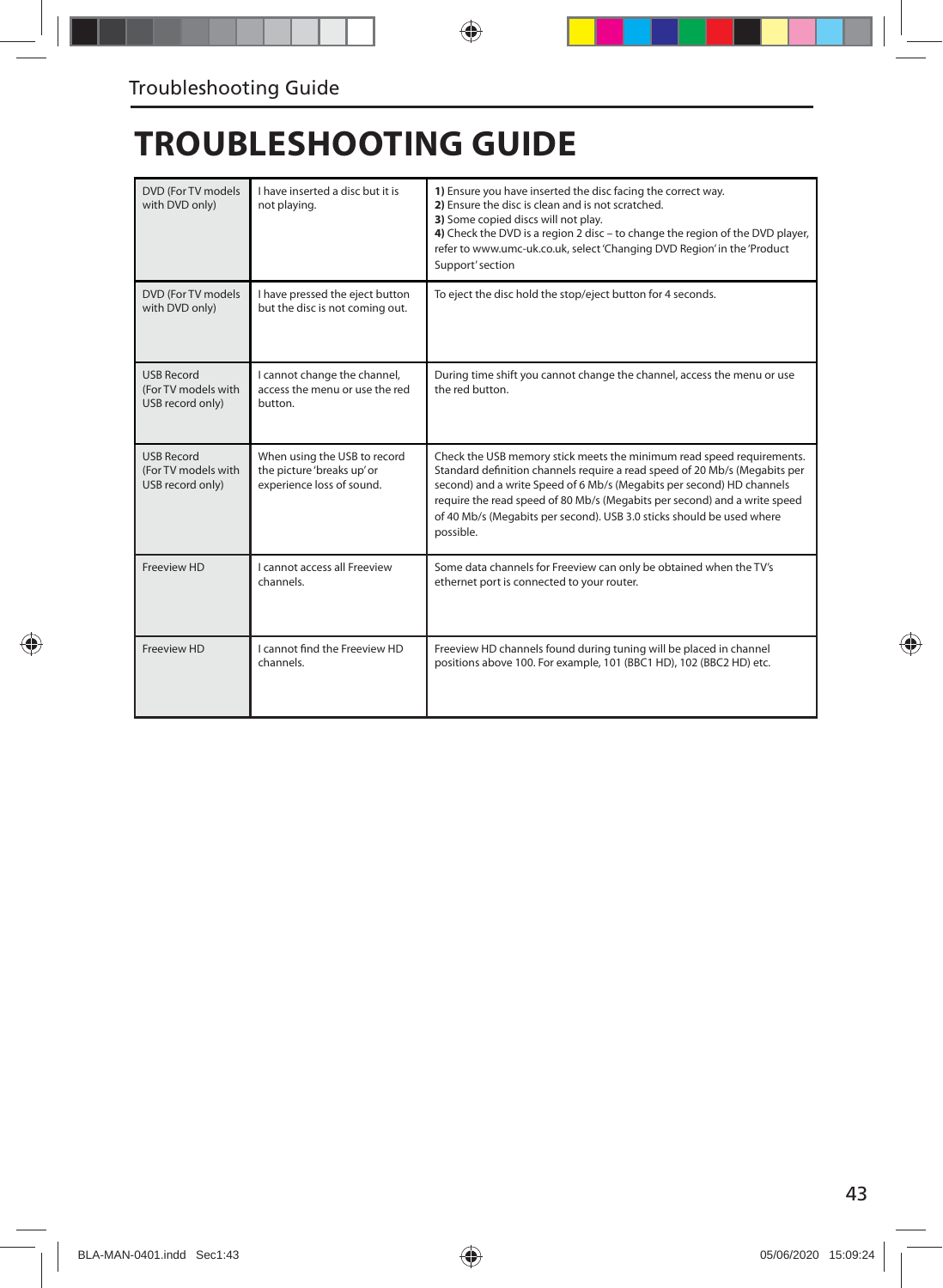# TROUBLESHOOTING GUIDE

| | | |
|---|---|---|
| DVD (For TV models with DVD only) | I have inserted a disc but it is not playing. | **1)** Ensure you have inserted the disc facing the correct way.<br>**2)** Ensure the disc is clean and is not scratched.<br>**3)** Some copied discs will not play.<br>**4)** Check the DVD is a region 2 disc – to change the region of the DVD player, refer to www.umc-uk.co.uk, select 'Changing DVD Region' in the 'Product Support' section |
| DVD (For TV models with DVD only) | I have pressed the eject button but the disc is not coming out. | To eject the disc hold the stop/eject button for 4 seconds. |
| USB Record (For TV models with USB record only) | I cannot change the channel, access the menu or use the red button. | During time shift you cannot change the channel, access the menu or use the red button. |
| USB Record (For TV models with USB record only) | When using the USB to record the picture 'breaks up' or experience loss of sound. | Check the USB memory stick meets the minimum read speed requirements. Standard definition channels require a read speed of 20 Mb/s (Megabits per second) and a write Speed of 6 Mb/s (Megabits per second) HD channels require the read speed of 80 Mb/s (Megabits per second) and a write speed of 40 Mb/s (Megabits per second). USB 3.0 sticks should be used where possible. |
| Freeview HD | I cannot access all Freeview channels. | Some data channels for Freeview can only be obtained when the TV's ethernet port is connected to your router. |
| Freeview HD | I cannot find the Freeview HD channels. | Freeview HD channels found during tuning will be placed in channel positions above 100. For example, 101 (BBC1 HD), 102 (BBC2 HD) etc. |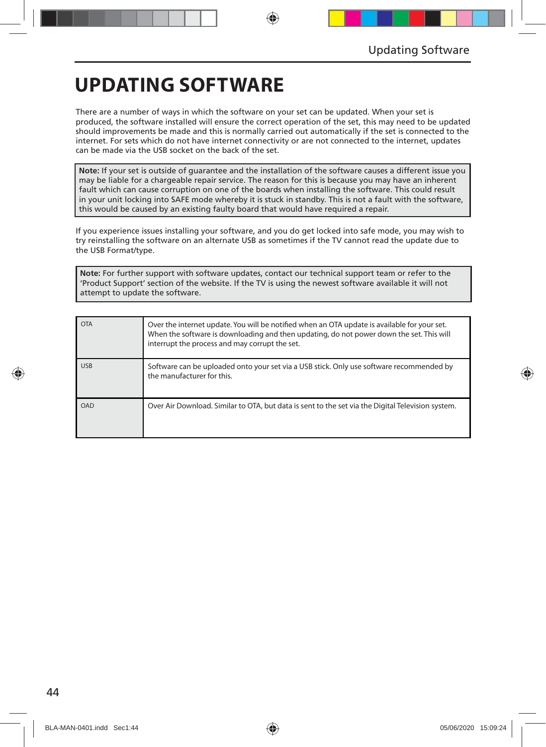# UPDATING SOFTWARE

There are a number of ways in which the software on your set can be updated. When your set is produced, the software installed will ensure the correct operation of the set, this may need to be updated should improvements be made and this is normally carried out automatically if the set is connected to the internet. For sets which do not have internet connectivity or are not connected to the internet, updates can be made via the USB socket on the back of the set.

> **Note:** If your set is outside of guarantee and the installation of the software causes a different issue you may be liable for a chargeable repair service. The reason for this is because you may have an inherent fault which can cause corruption on one of the boards when installing the software. This could result in your unit locking into SAFE mode whereby it is stuck in standby. This is not a fault with the software, this would be caused by an existing faulty board that would have required a repair.

If you experience issues installing your software, and you do get locked into safe mode, you may wish to try reinstalling the software on an alternate USB as sometimes if the TV cannot read the update due to the USB Format/type.

> **Note:** For further support with software updates, contact our technical support team or refer to the 'Product Support' section of the website. If the TV is using the newest software available it will not attempt to update the software.

| | |
|---|---|
| OTA | Over the internet update. You will be notified when an OTA update is available for your set. When the software is downloading and then updating, do not power down the set. This will interrupt the process and may corrupt the set. |
| USB | Software can be uploaded onto your set via a USB stick. Only use software recommended by the manufacturer for this. |
| OAD | Over Air Download. Similar to OTA, but data is sent to the set via the Digital Television system. |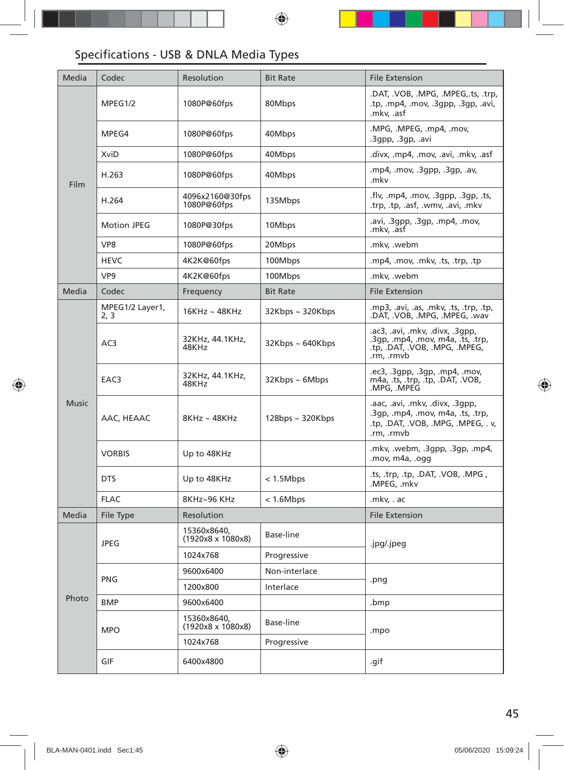## Specifications - USB & DNLA Media Types

| Media | Codec | Resolution | Bit Rate | File Extension |
|---|---|---|---|---|
| Film | MPEG1/2 | 1080P@60fps | 80Mbps | .DAT, .VOB, .MPG, .MPEG,.ts, .trp, .tp, .mp4, .mov, .3gpp, .3gp, .avi, .mkv, .asf |
| | MPEG4 | 1080P@60fps | 40Mbps | .MPG, .MPEG, .mp4, .mov, .3gpp, .3gp, .avi |
| | XviD | 1080P@60fps | 40Mbps | .divx, .mp4, .mov, .avi, .mkv, .asf |
| | H.263 | 1080P@60fps | 40Mbps | .mp4, .mov, .3gpp, .3gp, .av, .mkv |
| | H.264 | 4096x2160@30fps 1080P@60fps | 135Mbps | .flv, .mp4, .mov, .3gpp, .3gp, .ts, .trp, .tp, .asf, .wmv, .avi, .mkv |
| | Motion JPEG | 1080P@30fps | 10Mbps | .avi, .3gpp, .3gp, .mp4, .mov, .mkv, .asf |
| | VP8 | 1080P@60fps | 20Mbps | .mkv, .webm |
| | HEVC | 4K2K@60fps | 100Mbps | .mp4, .mov, .mkv, .ts, .trp, .tp |
| | VP9 | 4K2K@60fps | 100Mbps | .mkv, .webm |
| **Media** | **Codec** | **Frequency** | **Bit Rate** | **File Extension** |
| Music | MPEG1/2 Layer1, 2, 3 | 16KHz ~ 48KHz | 32Kbps ~ 320Kbps | .mp3, .avi, .as, .mkv, .ts, .trp, .tp, .DAT, .VOB, .MPG, .MPEG, .wav |
| | AC3 | 32KHz, 44.1KHz, 48KHz | 32Kbps ~ 640Kbps | .ac3, .avi, .mkv, .divx, .3gpp, .3gp, .mp4, .mov, m4a, .ts, .trp, .tp, .DAT, .VOB, .MPG, .MPEG, .rm, .rmvb |
| | EAC3 | 32KHz, 44.1KHz, 48KHz | 32Kbps ~ 6Mbps | .ec3, .3gpp, .3gp, .mp4, .mov, m4a, .ts, .trp, .tp, .DAT, .VOB, .MPG, .MPEG |
| | AAC, HEAAC | 8KHz ~ 48KHz | 128bps ~ 320Kbps | .aac, .avi, .mkv, .divx, .3gpp, .3gp, .mp4, .mov, m4a, .ts, .trp, .tp, .DAT, .VOB, .MPG, .MPEG, . v, .rm, .rmvb |
| | VORBIS | Up to 48KHz | | .mkv, .webm, .3gpp, .3gp, .mp4, .mov, m4a, .ogg |
| | DTS | Up to 48KHz | < 1.5Mbps | .ts, .trp, .tp, .DAT, .VOB, .MPG , .MPEG, .mkv |
| | FLAC | 8KHz~96 KHz | < 1.6Mbps | .mkv, . ac |
| **Media** | **File Type** | **Resolution** | | **File Extension** |
| Photo | JPEG | 15360x8640, (1920x8 x 1080x8) | Base-line | .jpg/.jpeg |
| | | 1024x768 | Progressive | |
| | PNG | 9600x6400 | Non-interlace | .png |
| | | 1200x800 | Interlace | |
| | BMP | 9600x6400 | | .bmp |
| | MPO | 15360x8640, (1920x8 x 1080x8) | Base-line | .mpo |
| | | 1024x768 | Progressive | |
| | GIF | 6400x4800 | | .gif |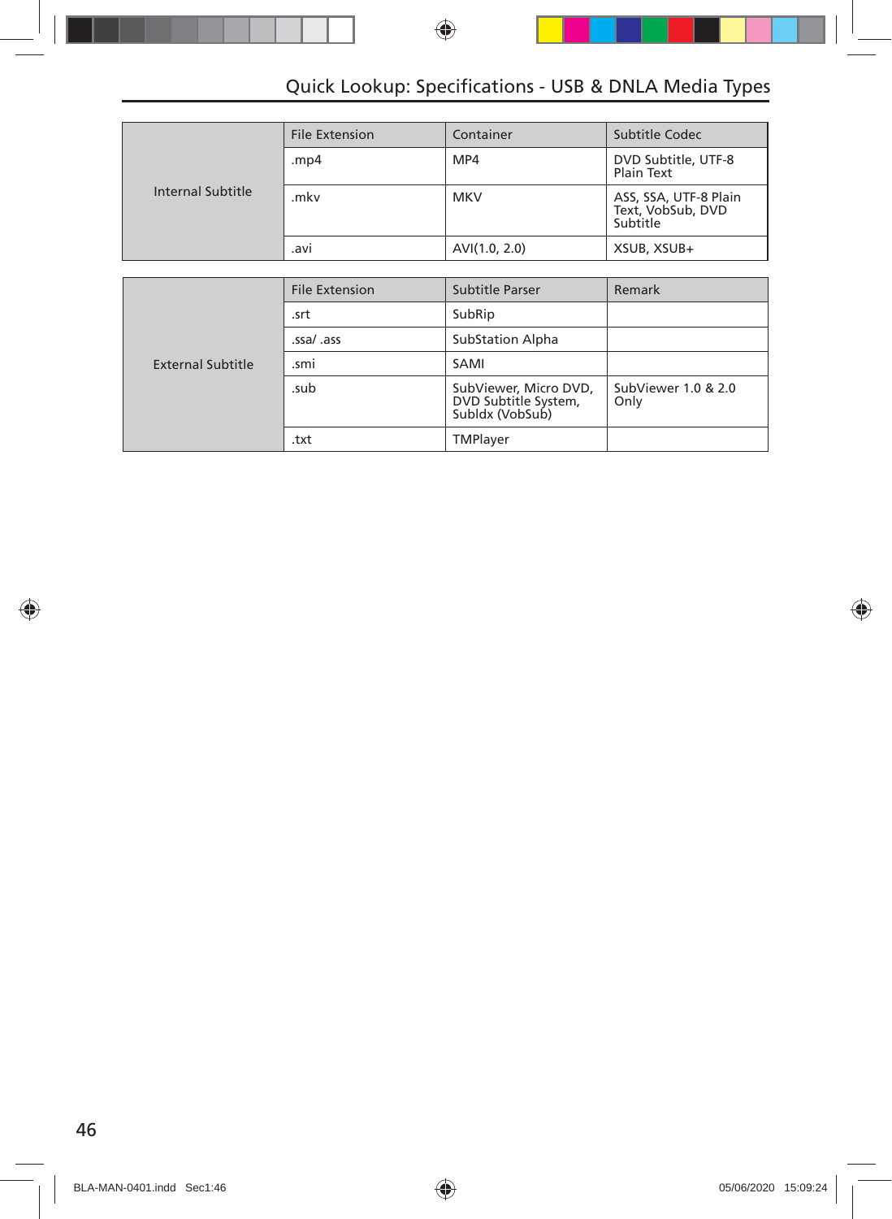## Quick Lookup: Specifications - USB & DNLA Media Types

| | File Extension | Container | Subtitle Codec |
|---|---|---|---|
| Internal Subtitle | .mp4 | MP4 | DVD Subtitle, UTF-8 Plain Text |
| | .mkv | MKV | ASS, SSA, UTF-8 Plain Text, VobSub, DVD Subtitle |
| | .avi | AVI(1.0, 2.0) | XSUB, XSUB+ |

| | File Extension | Subtitle Parser | Remark |
|---|---|---|---|
| External Subtitle | .srt | SubRip | |
| | .ssa/ .ass | SubStation Alpha | |
| | .smi | SAMI | |
| | .sub | SubViewer, Micro DVD, DVD Subtitle System, Subldx (VobSub) | SubViewer 1.0 & 2.0 Only |
| | .txt | TMPlayer | |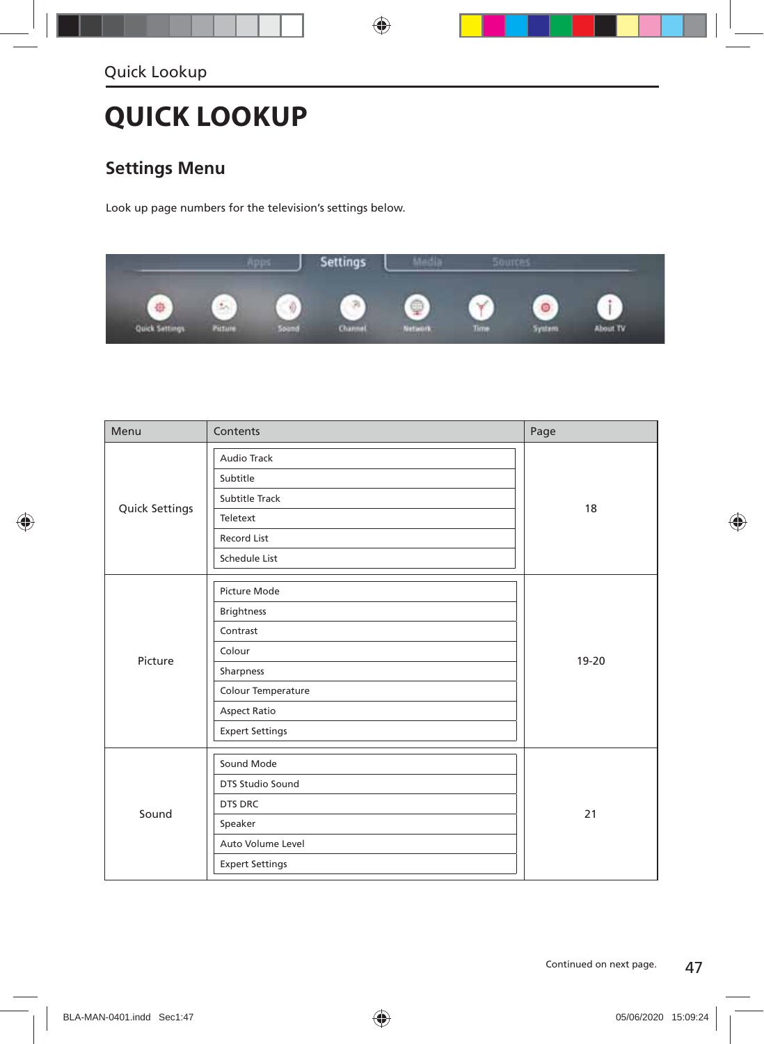# QUICK LOOKUP

## Settings Menu

Look up page numbers for the television's settings below.

| Menu | Contents | Page |
|---|---|---|
| Quick Settings | Audio Track<br>Subtitle<br>Subtitle Track<br>Teletext<br>Record List<br>Schedule List | 18 |
| Picture | Picture Mode<br>Brightness<br>Contrast<br>Colour<br>Sharpness<br>Colour Temperature<br>Aspect Ratio<br>Expert Settings | 19-20 |
| Sound | Sound Mode<br>DTS Studio Sound<br>DTS DRC<br>Speaker<br>Auto Volume Level<br>Expert Settings | 21 |

Continued on next page.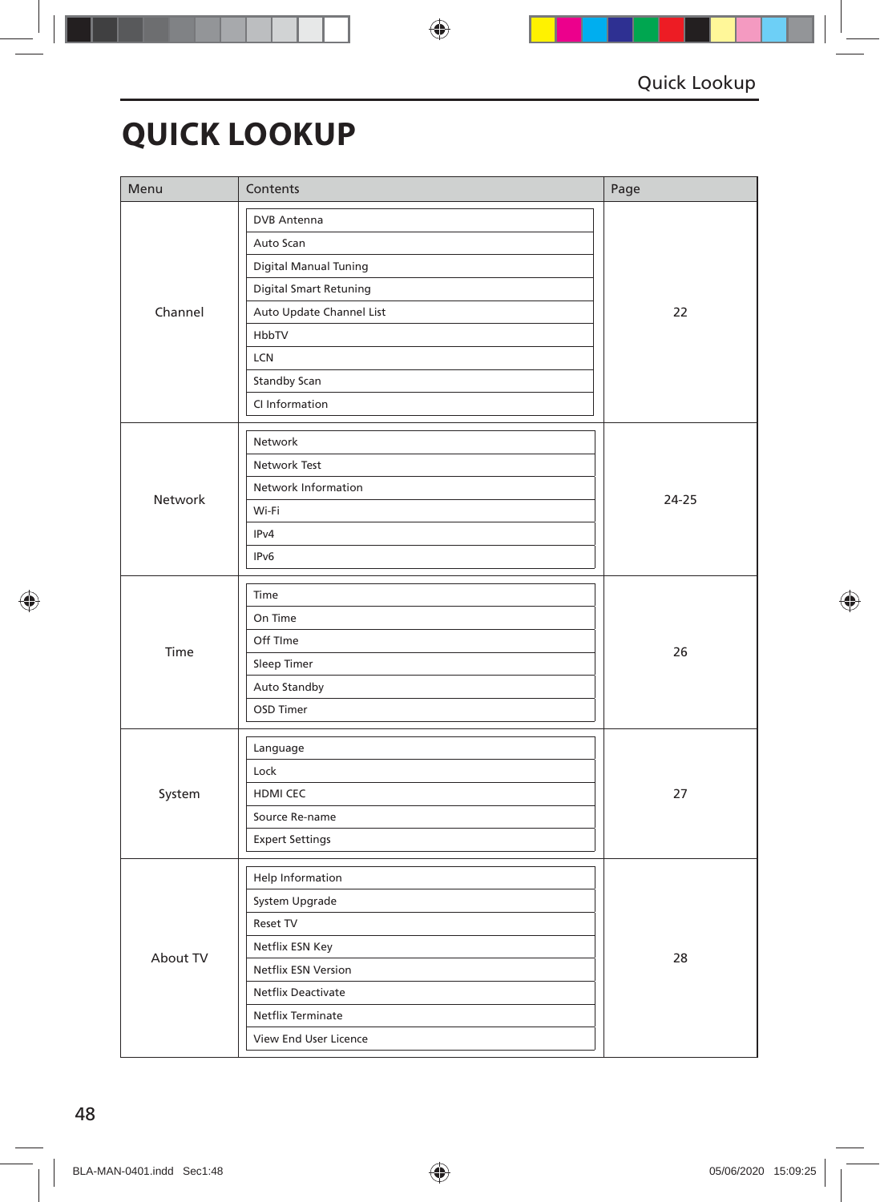# QUICK LOOKUP

| Menu | Contents | Page |
|---|---|---|
| Channel | DVB Antenna<br>Auto Scan<br>Digital Manual Tuning<br>Digital Smart Retuning<br>Auto Update Channel List<br>HbbTV<br>LCN<br>Standby Scan<br>CI Information | 22 |
| Network | Network<br>Network Test<br>Network Information<br>Wi-Fi<br>IPv4<br>IPv6 | 24-25 |
| Time | Time<br>On Time<br>Off TIme<br>Sleep Timer<br>Auto Standby<br>OSD Timer | 26 |
| System | Language<br>Lock<br>HDMI CEC<br>Source Re-name<br>Expert Settings | 27 |
| About TV | Help Information<br>System Upgrade<br>Reset TV<br>Netflix ESN Key<br>Netflix ESN Version<br>Netflix Deactivate<br>Netflix Terminate<br>View End User Licence | 28 |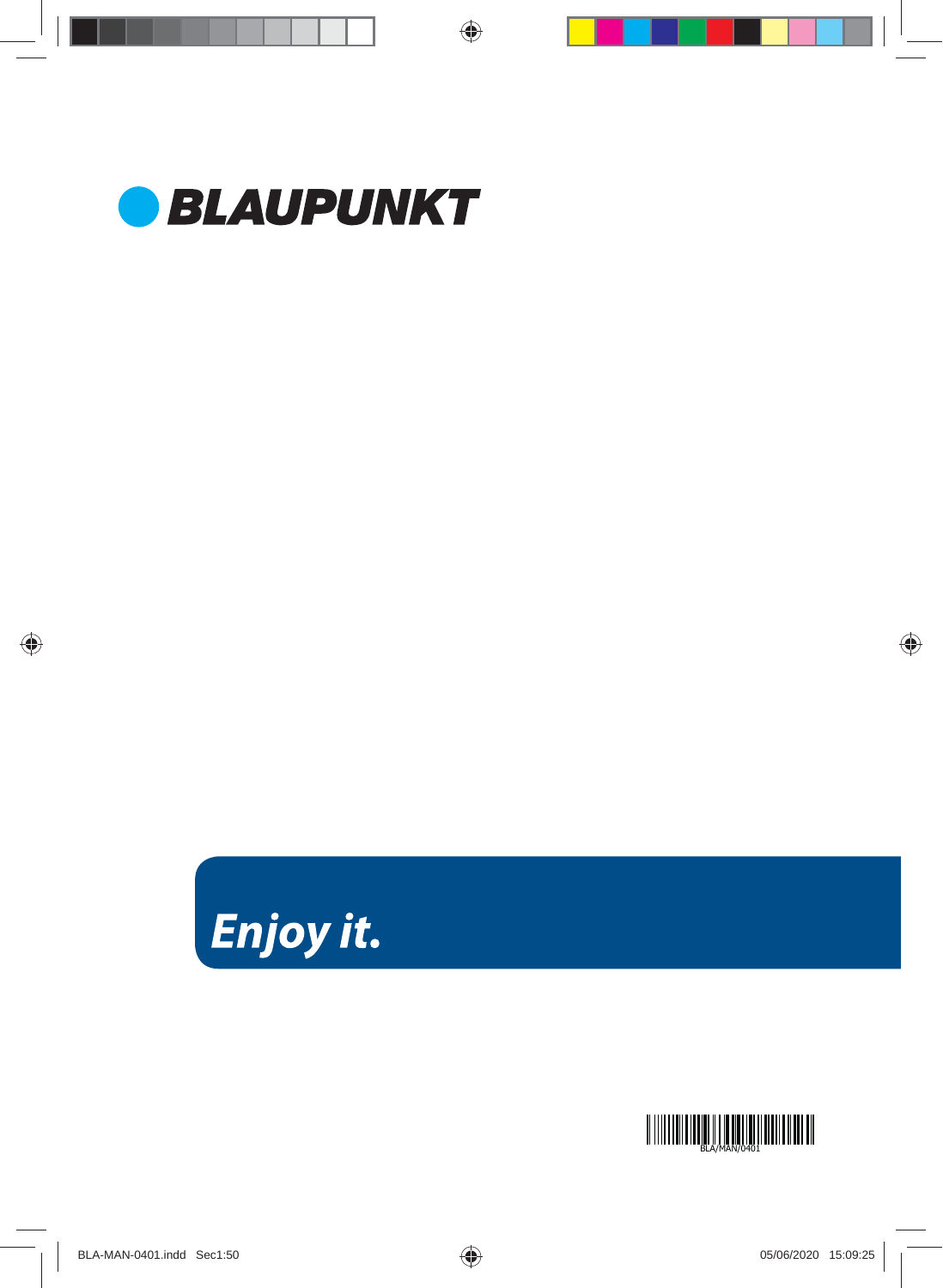BLAUPUNKT

Enjoy it.

BLA/MAN/0401